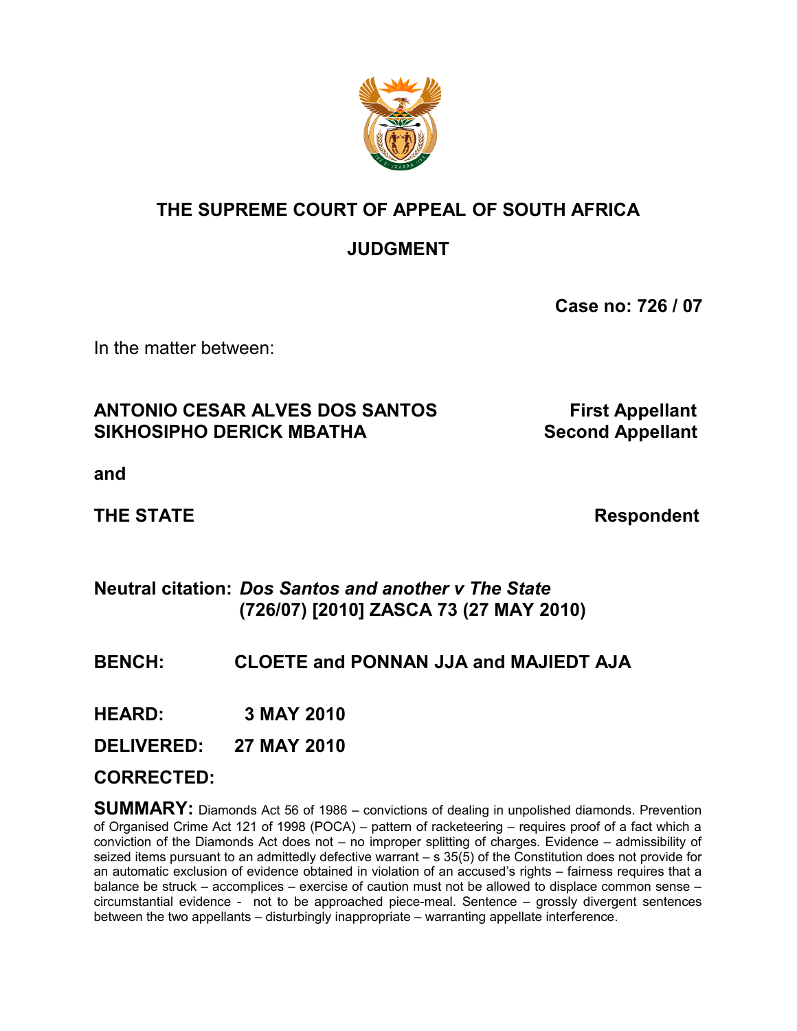# THE SUPREME COURT OF APPEAL OF SOUTH AFRICA

## JUDGMENT

**Case no: 726 / 07**

In the matter between:

| | |
|---|---|
| **ANTONIO CESAR ALVES DOS SANTOS** | **First Appellant** |
| **SIKHOSIPHO DERICK MBATHA** | **Second Appellant** |

**and**

| | |
|---|---|
| **THE STATE** | **Respondent** |

**Neutral citation:** ***Dos Santos and another v The State* (726/07) [2010] ZASCA 73 (27 MAY 2010)**

**BENCH:** **CLOETE and PONNAN JJA and MAJIEDT AJA**

**HEARD:** **3 MAY 2010**

**DELIVERED:** **27 MAY 2010**

**CORRECTED:**

**SUMMARY:** Diamonds Act 56 of 1986 – convictions of dealing in unpolished diamonds. Prevention of Organised Crime Act 121 of 1998 (POCA) – pattern of racketeering – requires proof of a fact which a conviction of the Diamonds Act does not – no improper splitting of charges. Evidence – admissibility of seized items pursuant to an admittedly defective warrant – s 35(5) of the Constitution does not provide for an automatic exclusion of evidence obtained in violation of an accused's rights – fairness requires that a balance be struck – accomplices – exercise of caution must not be allowed to displace common sense – circumstantial evidence - not to be approached piece-meal. Sentence – grossly divergent sentences between the two appellants – disturbingly inappropriate – warranting appellate interference.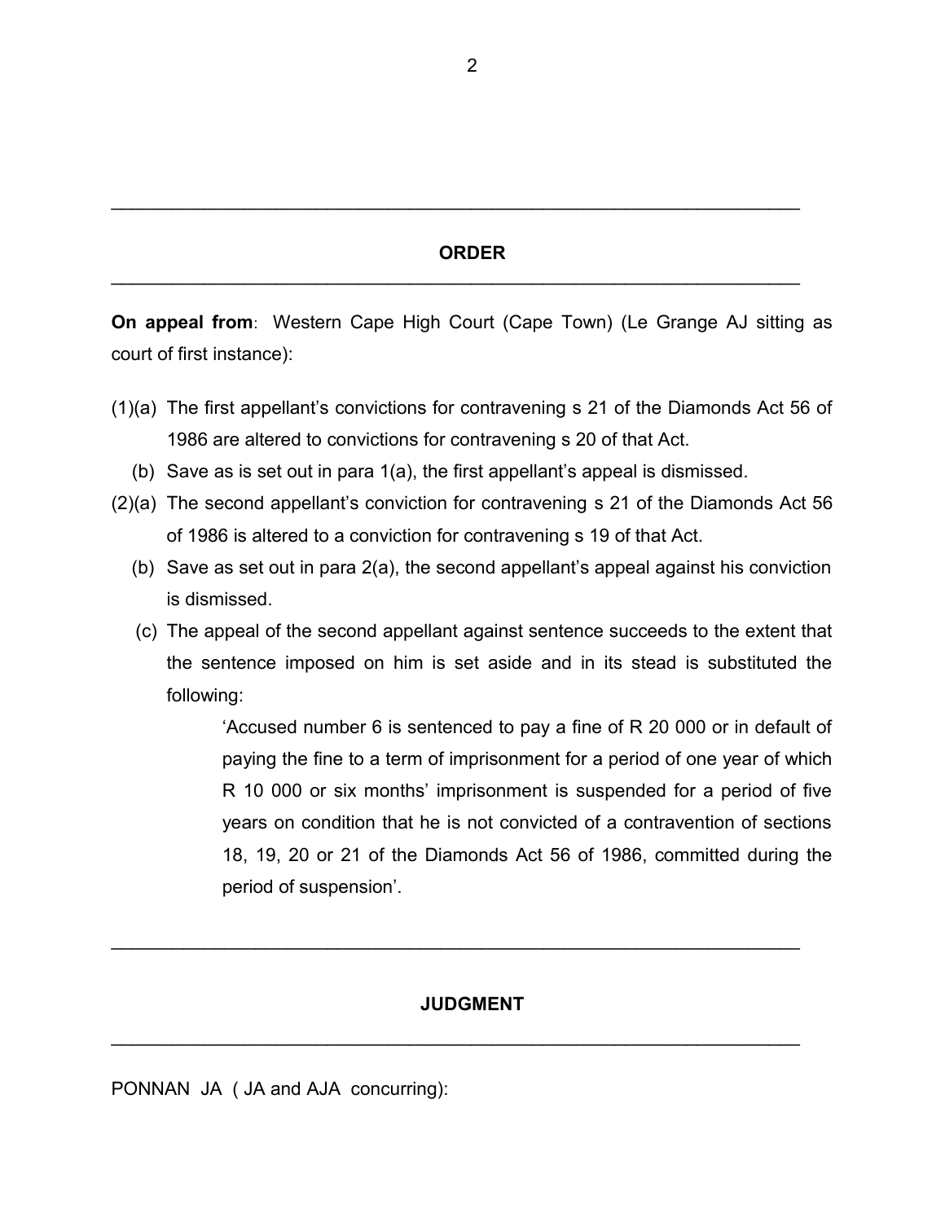## ORDER

**On appeal from**: Western Cape High Court (Cape Town) (Le Grange AJ sitting as court of first instance):

(1)(a) The first appellant's convictions for contravening s 21 of the Diamonds Act 56 of 1986 are altered to convictions for contravening s 20 of that Act.

(b) Save as is set out in para 1(a), the first appellant's appeal is dismissed.

(2)(a) The second appellant's conviction for contravening s 21 of the Diamonds Act 56 of 1986 is altered to a conviction for contravening s 19 of that Act.

(b) Save as set out in para 2(a), the second appellant's appeal against his conviction is dismissed.

(c) The appeal of the second appellant against sentence succeeds to the extent that the sentence imposed on him is set aside and in its stead is substituted the following:

> 'Accused number 6 is sentenced to pay a fine of R 20 000 or in default of paying the fine to a term of imprisonment for a period of one year of which R 10 000 or six months' imprisonment is suspended for a period of five years on condition that he is not convicted of a contravention of sections 18, 19, 20 or 21 of the Diamonds Act 56 of 1986, committed during the period of suspension'.

## JUDGMENT

PONNAN JA ( JA and AJA concurring):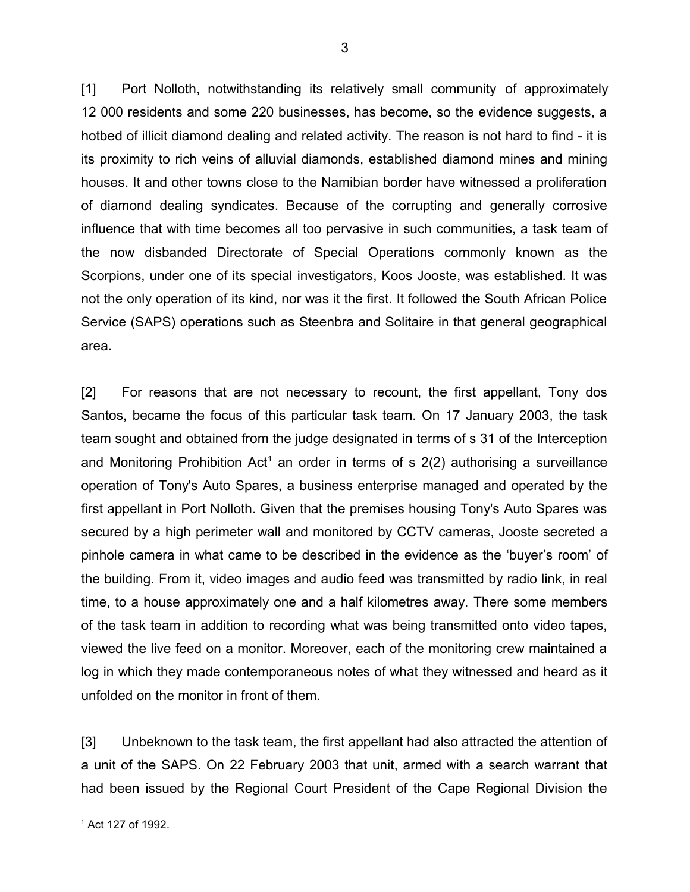[1] Port Nolloth, notwithstanding its relatively small community of approximately 12 000 residents and some 220 businesses, has become, so the evidence suggests, a hotbed of illicit diamond dealing and related activity. The reason is not hard to find - it is its proximity to rich veins of alluvial diamonds, established diamond mines and mining houses. It and other towns close to the Namibian border have witnessed a proliferation of diamond dealing syndicates. Because of the corrupting and generally corrosive influence that with time becomes all too pervasive in such communities, a task team of the now disbanded Directorate of Special Operations commonly known as the Scorpions, under one of its special investigators, Koos Jooste, was established. It was not the only operation of its kind, nor was it the first. It followed the South African Police Service (SAPS) operations such as Steenbra and Solitaire in that general geographical area.

[2] For reasons that are not necessary to recount, the first appellant, Tony dos Santos, became the focus of this particular task team. On 17 January 2003, the task team sought and obtained from the judge designated in terms of s 31 of the Interception and Monitoring Prohibition Act[1] an order in terms of s 2(2) authorising a surveillance operation of Tony's Auto Spares, a business enterprise managed and operated by the first appellant in Port Nolloth. Given that the premises housing Tony's Auto Spares was secured by a high perimeter wall and monitored by CCTV cameras, Jooste secreted a pinhole camera in what came to be described in the evidence as the 'buyer's room' of the building. From it, video images and audio feed was transmitted by radio link, in real time, to a house approximately one and a half kilometres away. There some members of the task team in addition to recording what was being transmitted onto video tapes, viewed the live feed on a monitor. Moreover, each of the monitoring crew maintained a log in which they made contemporaneous notes of what they witnessed and heard as it unfolded on the monitor in front of them.

[3] Unbeknown to the task team, the first appellant had also attracted the attention of a unit of the SAPS. On 22 February 2003 that unit, armed with a search warrant that had been issued by the Regional Court President of the Cape Regional Division the

[1] Act 127 of 1992.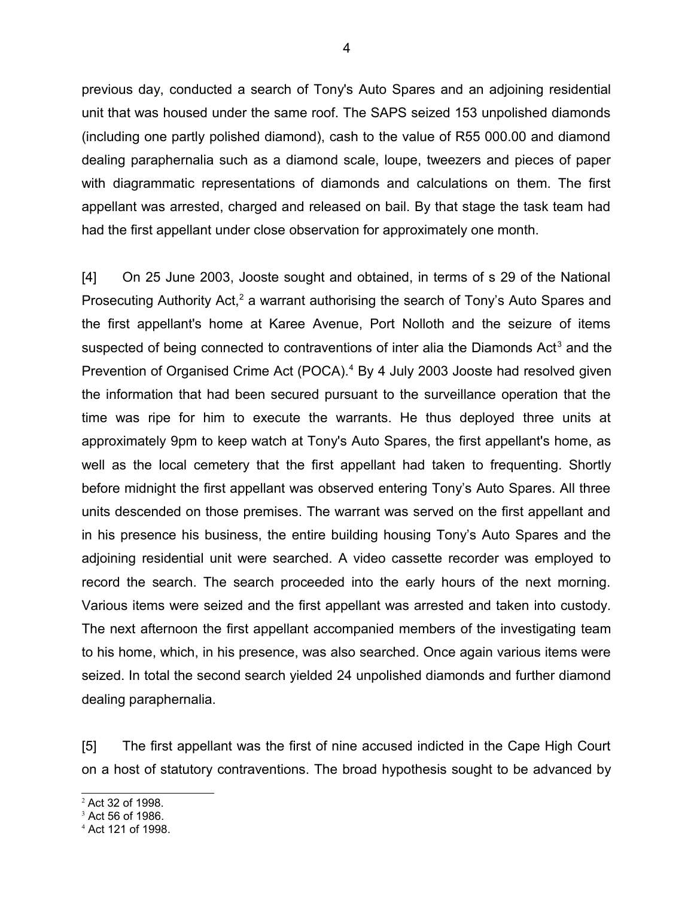previous day, conducted a search of Tony's Auto Spares and an adjoining residential unit that was housed under the same roof. The SAPS seized 153 unpolished diamonds (including one partly polished diamond), cash to the value of R55 000.00 and diamond dealing paraphernalia such as a diamond scale, loupe, tweezers and pieces of paper with diagrammatic representations of diamonds and calculations on them. The first appellant was arrested, charged and released on bail. By that stage the task team had had the first appellant under close observation for approximately one month.

[4] On 25 June 2003, Jooste sought and obtained, in terms of s 29 of the National Prosecuting Authority Act,[2] a warrant authorising the search of Tony's Auto Spares and the first appellant's home at Karee Avenue, Port Nolloth and the seizure of items suspected of being connected to contraventions of inter alia the Diamonds Act[3] and the Prevention of Organised Crime Act (POCA).[4] By 4 July 2003 Jooste had resolved given the information that had been secured pursuant to the surveillance operation that the time was ripe for him to execute the warrants. He thus deployed three units at approximately 9pm to keep watch at Tony's Auto Spares, the first appellant's home, as well as the local cemetery that the first appellant had taken to frequenting. Shortly before midnight the first appellant was observed entering Tony's Auto Spares. All three units descended on those premises. The warrant was served on the first appellant and in his presence his business, the entire building housing Tony's Auto Spares and the adjoining residential unit were searched. A video cassette recorder was employed to record the search. The search proceeded into the early hours of the next morning. Various items were seized and the first appellant was arrested and taken into custody. The next afternoon the first appellant accompanied members of the investigating team to his home, which, in his presence, was also searched. Once again various items were seized. In total the second search yielded 24 unpolished diamonds and further diamond dealing paraphernalia.

[5] The first appellant was the first of nine accused indicted in the Cape High Court on a host of statutory contraventions. The broad hypothesis sought to be advanced by

---

[2] Act 32 of 1998.

[3] Act 56 of 1986.

[4] Act 121 of 1998.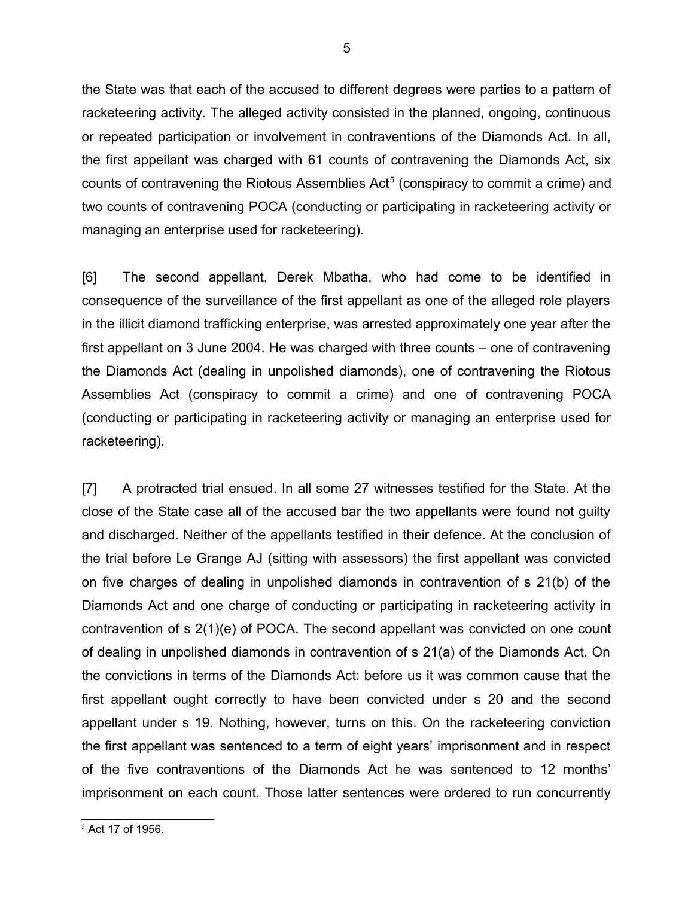the State was that each of the accused to different degrees were parties to a pattern of racketeering activity. The alleged activity consisted in the planned, ongoing, continuous or repeated participation or involvement in contraventions of the Diamonds Act. In all, the first appellant was charged with 61 counts of contravening the Diamonds Act, six counts of contravening the Riotous Assemblies Act[5] (conspiracy to commit a crime) and two counts of contravening POCA (conducting or participating in racketeering activity or managing an enterprise used for racketeering).

[6] The second appellant, Derek Mbatha, who had come to be identified in consequence of the surveillance of the first appellant as one of the alleged role players in the illicit diamond trafficking enterprise, was arrested approximately one year after the first appellant on 3 June 2004. He was charged with three counts – one of contravening the Diamonds Act (dealing in unpolished diamonds), one of contravening the Riotous Assemblies Act (conspiracy to commit a crime) and one of contravening POCA (conducting or participating in racketeering activity or managing an enterprise used for racketeering).

[7] A protracted trial ensued. In all some 27 witnesses testified for the State. At the close of the State case all of the accused bar the two appellants were found not guilty and discharged. Neither of the appellants testified in their defence. At the conclusion of the trial before Le Grange AJ (sitting with assessors) the first appellant was convicted on five charges of dealing in unpolished diamonds in contravention of s 21(b) of the Diamonds Act and one charge of conducting or participating in racketeering activity in contravention of s 2(1)(e) of POCA. The second appellant was convicted on one count of dealing in unpolished diamonds in contravention of s 21(a) of the Diamonds Act. On the convictions in terms of the Diamonds Act: before us it was common cause that the first appellant ought correctly to have been convicted under s 20 and the second appellant under s 19. Nothing, however, turns on this. On the racketeering conviction the first appellant was sentenced to a term of eight years' imprisonment and in respect of the five contraventions of the Diamonds Act he was sentenced to 12 months' imprisonment on each count. Those latter sentences were ordered to run concurrently

[5] Act 17 of 1956.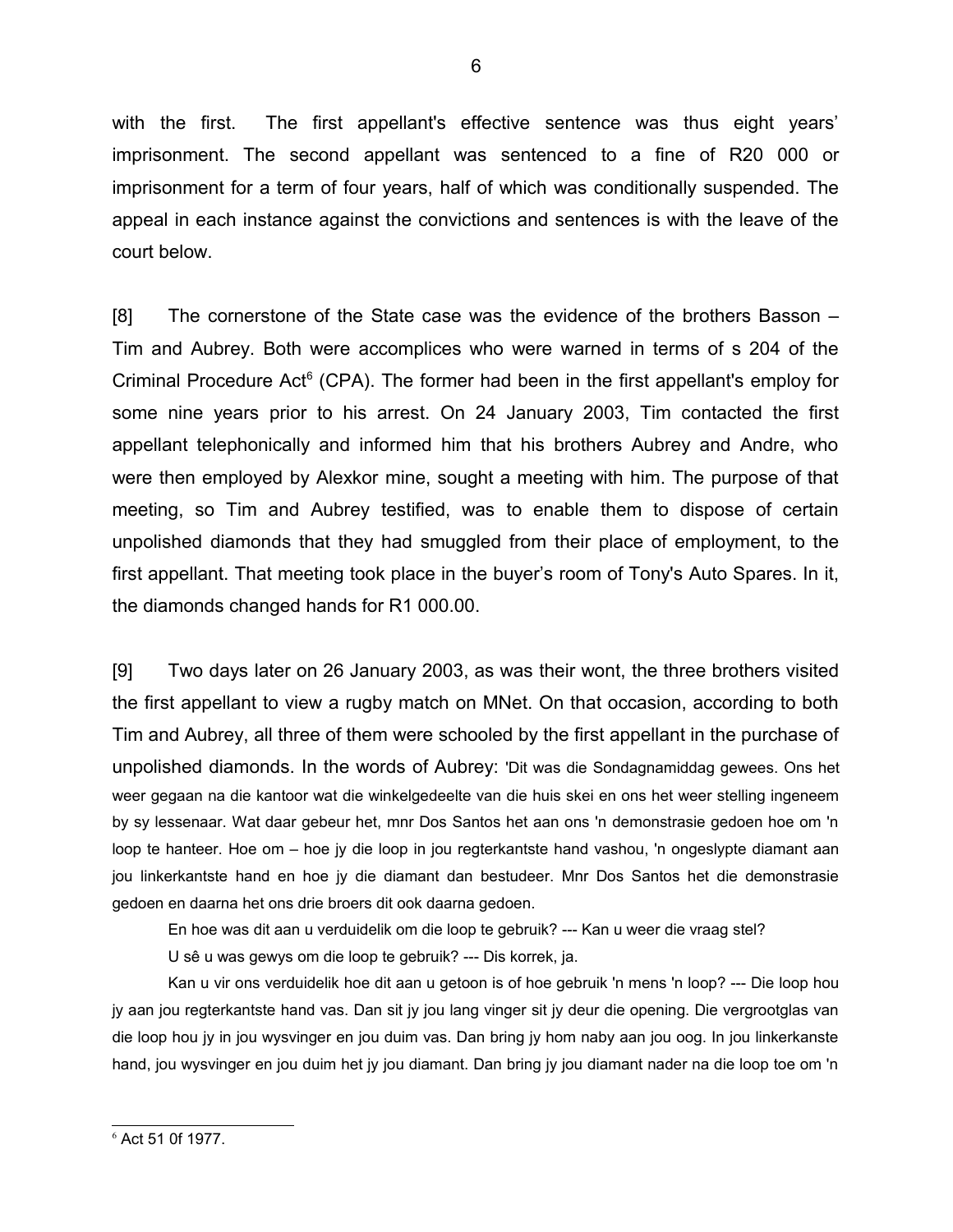with the first. The first appellant's effective sentence was thus eight years' imprisonment. The second appellant was sentenced to a fine of R20 000 or imprisonment for a term of four years, half of which was conditionally suspended. The appeal in each instance against the convictions and sentences is with the leave of the court below.

[8] The cornerstone of the State case was the evidence of the brothers Basson – Tim and Aubrey. Both were accomplices who were warned in terms of s 204 of the Criminal Procedure Act[6] (CPA). The former had been in the first appellant's employ for some nine years prior to his arrest. On 24 January 2003, Tim contacted the first appellant telephonically and informed him that his brothers Aubrey and Andre, who were then employed by Alexkor mine, sought a meeting with him. The purpose of that meeting, so Tim and Aubrey testified, was to enable them to dispose of certain unpolished diamonds that they had smuggled from their place of employment, to the first appellant. That meeting took place in the buyer's room of Tony's Auto Spares. In it, the diamonds changed hands for R1 000.00.

[9] Two days later on 26 January 2003, as was their wont, the three brothers visited the first appellant to view a rugby match on MNet. On that occasion, according to both Tim and Aubrey, all three of them were schooled by the first appellant in the purchase of unpolished diamonds. In the words of Aubrey: 'Dit was die Sondagnamiddag gewees. Ons het weer gegaan na die kantoor wat die winkelgedeelte van die huis skei en ons het weer stelling ingeneem by sy lessenaar. Wat daar gebeur het, mnr Dos Santos het aan ons 'n demonstrasie gedoen hoe om 'n loop te hanteer. Hoe om – hoe jy die loop in jou regterkantste hand vashou, 'n ongeslypte diamant aan jou linkerkantste hand en hoe jy die diamant dan bestudeer. Mnr Dos Santos het die demonstrasie gedoen en daarna het ons drie broers dit ook daarna gedoen.

En hoe was dit aan u verduidelik om die loop te gebruik? --- Kan u weer die vraag stel?

U sê u was gewys om die loop te gebruik? --- Dis korrek, ja.

Kan u vir ons verduidelik hoe dit aan u getoon is of hoe gebruik 'n mens 'n loop? --- Die loop hou jy aan jou regterkantste hand vas. Dan sit jy jou lang vinger sit jy deur die opening. Die vergrootglas van die loop hou jy in jou wysvinger en jou duim vas. Dan bring jy hom naby aan jou oog. In jou linkerkanste hand, jou wysvinger en jou duim het jy jou diamant. Dan bring jy jou diamant nader na die loop toe om 'n

[6] Act 51 0f 1977.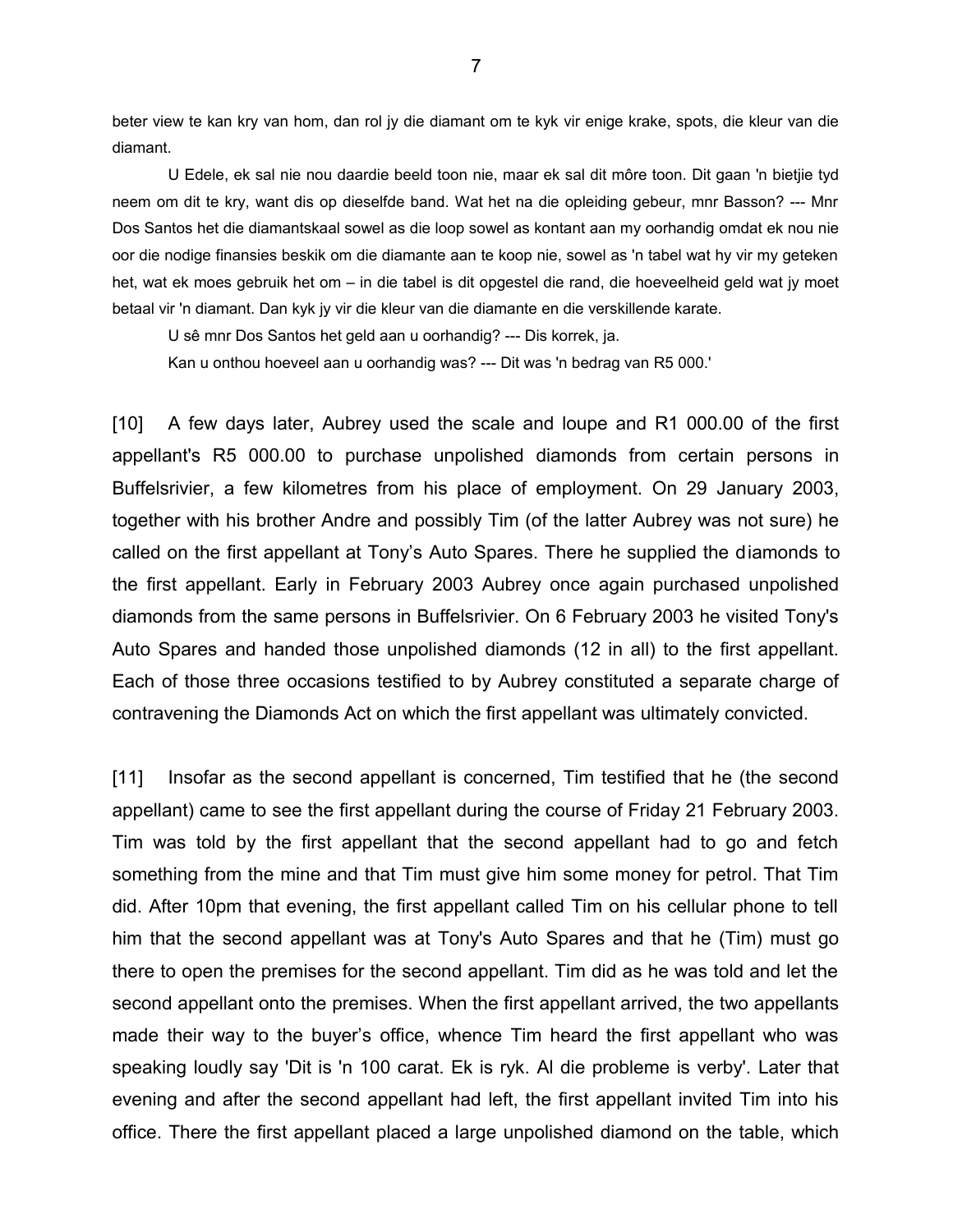beter view te kan kry van hom, dan rol jy die diamant om te kyk vir enige krake, spots, die kleur van die diamant.

U Edele, ek sal nie nou daardie beeld toon nie, maar ek sal dit môre toon. Dit gaan 'n bietjie tyd neem om dit te kry, want dis op dieselfde band. Wat het na die opleiding gebeur, mnr Basson? --- Mnr Dos Santos het die diamantskaal sowel as die loop sowel as kontant aan my oorhandig omdat ek nou nie oor die nodige finansies beskik om die diamante aan te koop nie, sowel as 'n tabel wat hy vir my geteken het, wat ek moes gebruik het om – in die tabel is dit opgestel die rand, die hoeveelheid geld wat jy moet betaal vir 'n diamant. Dan kyk jy vir die kleur van die diamante en die verskillende karate.

U sê mnr Dos Santos het geld aan u oorhandig? --- Dis korrek, ja.

Kan u onthou hoeveel aan u oorhandig was? --- Dit was 'n bedrag van R5 000.'

[10] A few days later, Aubrey used the scale and loupe and R1 000.00 of the first appellant's R5 000.00 to purchase unpolished diamonds from certain persons in Buffelsrivier, a few kilometres from his place of employment. On 29 January 2003, together with his brother Andre and possibly Tim (of the latter Aubrey was not sure) he called on the first appellant at Tony's Auto Spares. There he supplied the diamonds to the first appellant. Early in February 2003 Aubrey once again purchased unpolished diamonds from the same persons in Buffelsrivier. On 6 February 2003 he visited Tony's Auto Spares and handed those unpolished diamonds (12 in all) to the first appellant. Each of those three occasions testified to by Aubrey constituted a separate charge of contravening the Diamonds Act on which the first appellant was ultimately convicted.

[11] Insofar as the second appellant is concerned, Tim testified that he (the second appellant) came to see the first appellant during the course of Friday 21 February 2003. Tim was told by the first appellant that the second appellant had to go and fetch something from the mine and that Tim must give him some money for petrol. That Tim did. After 10pm that evening, the first appellant called Tim on his cellular phone to tell him that the second appellant was at Tony's Auto Spares and that he (Tim) must go there to open the premises for the second appellant. Tim did as he was told and let the second appellant onto the premises. When the first appellant arrived, the two appellants made their way to the buyer's office, whence Tim heard the first appellant who was speaking loudly say 'Dit is 'n 100 carat. Ek is ryk. Al die probleme is verby'. Later that evening and after the second appellant had left, the first appellant invited Tim into his office. There the first appellant placed a large unpolished diamond on the table, which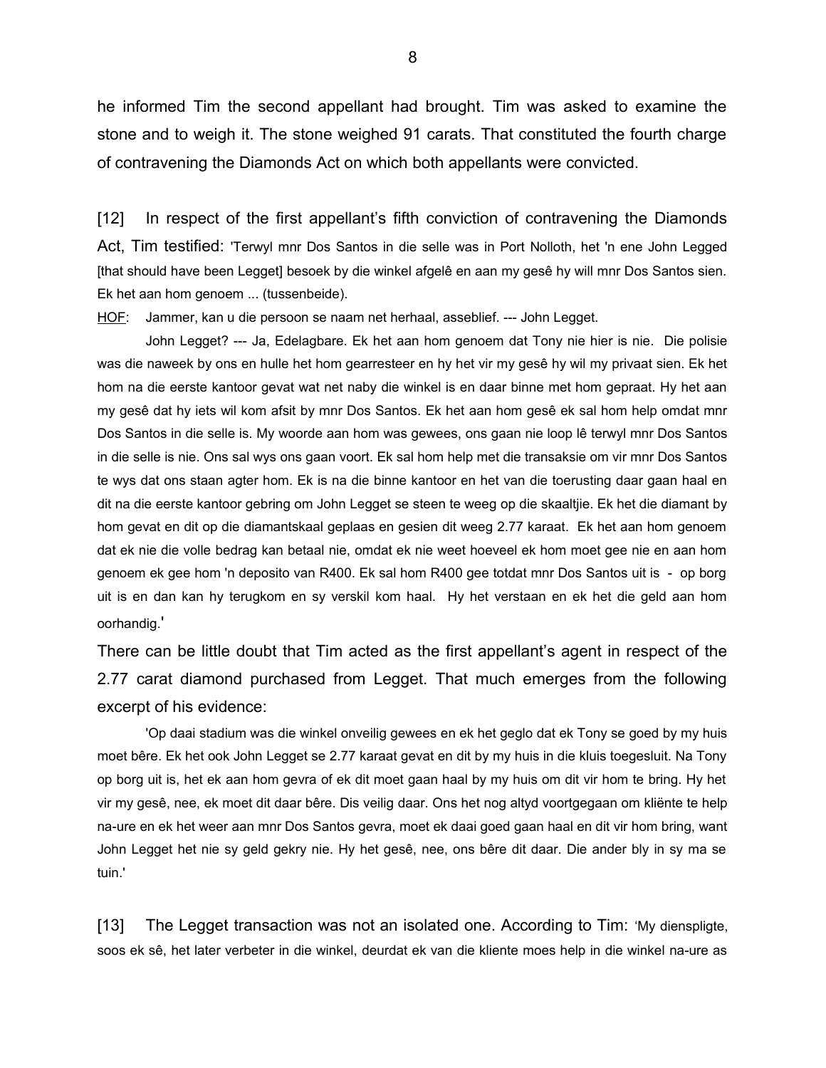he informed Tim the second appellant had brought. Tim was asked to examine the stone and to weigh it. The stone weighed 91 carats. That constituted the fourth charge of contravening the Diamonds Act on which both appellants were convicted.

[12] In respect of the first appellant's fifth conviction of contravening the Diamonds Act, Tim testified: 'Terwyl mnr Dos Santos in die selle was in Port Nolloth, het 'n ene John Legged [that should have been Legget] besoek by die winkel afgelê en aan my gesê hy will mnr Dos Santos sien. Ek het aan hom genoem ... (tussenbeide).

HOF: Jammer, kan u die persoon se naam net herhaal, asseblief. --- John Legget.

John Legget? --- Ja, Edelagbare. Ek het aan hom genoem dat Tony nie hier is nie. Die polisie was die naweek by ons en hulle het hom gearresteer en hy het vir my gesê hy wil my privaat sien. Ek het hom na die eerste kantoor gevat wat net naby die winkel is en daar binne met hom gepraat. Hy het aan my gesê dat hy iets wil kom afsit by mnr Dos Santos. Ek het aan hom gesê ek sal hom help omdat mnr Dos Santos in die selle is. My woorde aan hom was gewees, ons gaan nie loop lê terwyl mnr Dos Santos in die selle is nie. Ons sal wys ons gaan voort. Ek sal hom help met die transaksie om vir mnr Dos Santos te wys dat ons staan agter hom. Ek is na die binne kantoor en het van die toerusting daar gaan haal en dit na die eerste kantoor gebring om John Legget se steen te weeg op die skaaltjie. Ek het die diamant by hom gevat en dit op die diamantskaal geplaas en gesien dit weeg 2.77 karaat. Ek het aan hom genoem dat ek nie die volle bedrag kan betaal nie, omdat ek nie weet hoeveel ek hom moet gee nie en aan hom genoem ek gee hom 'n deposito van R400. Ek sal hom R400 gee totdat mnr Dos Santos uit is - op borg uit is en dan kan hy terugkom en sy verskil kom haal. Hy het verstaan en ek het die geld aan hom oorhandig.'

There can be little doubt that Tim acted as the first appellant's agent in respect of the 2.77 carat diamond purchased from Legget. That much emerges from the following excerpt of his evidence:

'Op daai stadium was die winkel onveilig gewees en ek het geglo dat ek Tony se goed by my huis moet bêre. Ek het ook John Legget se 2.77 karaat gevat en dit by my huis in die kluis toegesluit. Na Tony op borg uit is, het ek aan hom gevra of ek dit moet gaan haal by my huis om dit vir hom te bring. Hy het vir my gesê, nee, ek moet dit daar bêre. Dis veilig daar. Ons het nog altyd voortgegaan om kliënte te help na-ure en ek het weer aan mnr Dos Santos gevra, moet ek daai goed gaan haal en dit vir hom bring, want John Legget het nie sy geld gekry nie. Hy het gesê, nee, ons bêre dit daar. Die ander bly in sy ma se tuin.'

[13] The Legget transaction was not an isolated one. According to Tim: 'My dienspligte, soos ek sê, het later verbeter in die winkel, deurdat ek van die kliente moes help in die winkel na-ure as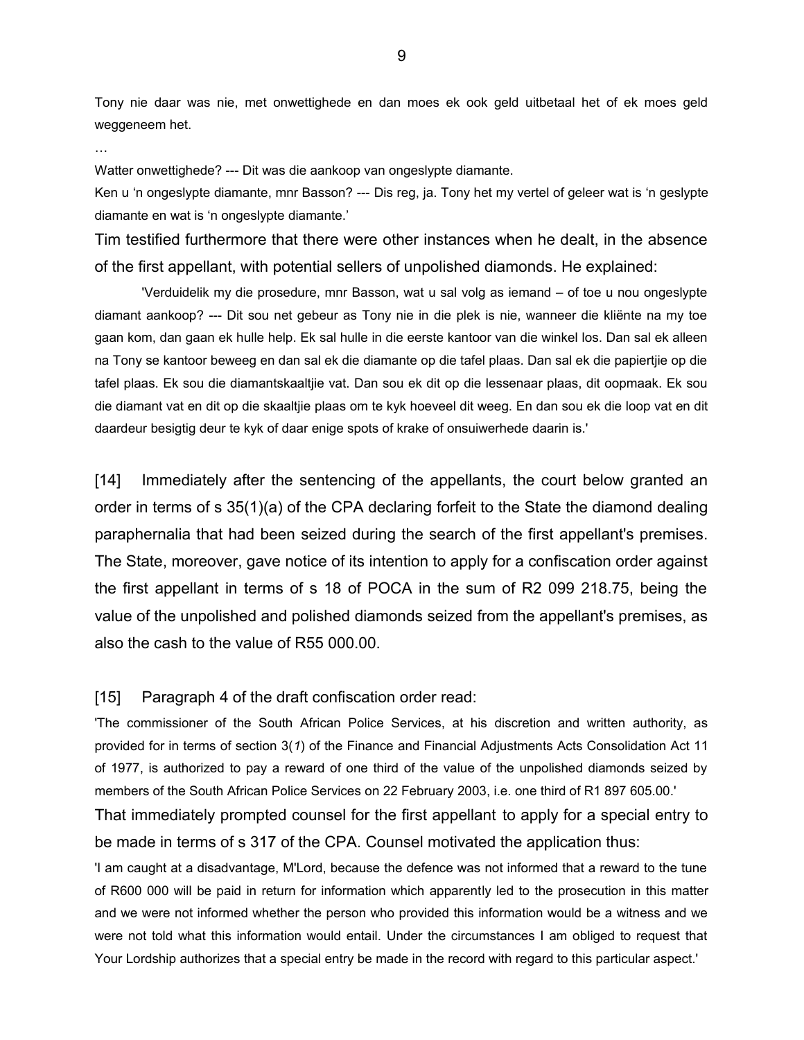Tony nie daar was nie, met onwettighede en dan moes ek ook geld uitbetaal het of ek moes geld weggeneem het.

…

Watter onwettighede? --- Dit was die aankoop van ongeslypte diamante.

Ken u 'n ongeslypte diamante, mnr Basson? --- Dis reg, ja. Tony het my vertel of geleer wat is 'n geslypte diamante en wat is 'n ongeslypte diamante.'

Tim testified furthermore that there were other instances when he dealt, in the absence of the first appellant, with potential sellers of unpolished diamonds. He explained:

> 'Verduidelik my die prosedure, mnr Basson, wat u sal volg as iemand – of toe u nou ongeslypte diamant aankoop? --- Dit sou net gebeur as Tony nie in die plek is nie, wanneer die kliënte na my toe gaan kom, dan gaan ek hulle help. Ek sal hulle in die eerste kantoor van die winkel los. Dan sal ek alleen na Tony se kantoor beweeg en dan sal ek die diamante op die tafel plaas. Dan sal ek die papiertjie op die tafel plaas. Ek sou die diamantskaaltjie vat. Dan sou ek dit op die lessenaar plaas, dit oopmaak. Ek sou die diamant vat en dit op die skaaltjie plaas om te kyk hoeveel dit weeg. En dan sou ek die loop vat en dit daardeur besigtig deur te kyk of daar enige spots of krake of onsuiwerhede daarin is.'

[14] Immediately after the sentencing of the appellants, the court below granted an order in terms of s 35(1)(a) of the CPA declaring forfeit to the State the diamond dealing paraphernalia that had been seized during the search of the first appellant's premises. The State, moreover, gave notice of its intention to apply for a confiscation order against the first appellant in terms of s 18 of POCA in the sum of R2 099 218.75, being the value of the unpolished and polished diamonds seized from the appellant's premises, as also the cash to the value of R55 000.00.

[15] Paragraph 4 of the draft confiscation order read:

'The commissioner of the South African Police Services, at his discretion and written authority, as provided for in terms of section 3(*1*) of the Finance and Financial Adjustments Acts Consolidation Act 11 of 1977, is authorized to pay a reward of one third of the value of the unpolished diamonds seized by members of the South African Police Services on 22 February 2003, i.e. one third of R1 897 605.00.'

That immediately prompted counsel for the first appellant to apply for a special entry to be made in terms of s 317 of the CPA. Counsel motivated the application thus:

'I am caught at a disadvantage, M'Lord, because the defence was not informed that a reward to the tune of R600 000 will be paid in return for information which apparently led to the prosecution in this matter and we were not informed whether the person who provided this information would be a witness and we were not told what this information would entail. Under the circumstances I am obliged to request that Your Lordship authorizes that a special entry be made in the record with regard to this particular aspect.'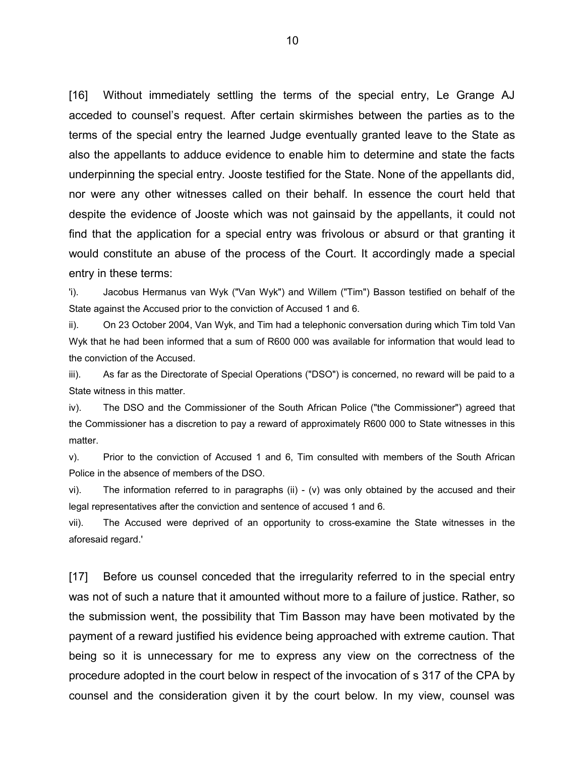[16] Without immediately settling the terms of the special entry, Le Grange AJ acceded to counsel's request. After certain skirmishes between the parties as to the terms of the special entry the learned Judge eventually granted leave to the State as also the appellants to adduce evidence to enable him to determine and state the facts underpinning the special entry. Jooste testified for the State. None of the appellants did, nor were any other witnesses called on their behalf. In essence the court held that despite the evidence of Jooste which was not gainsaid by the appellants, it could not find that the application for a special entry was frivolous or absurd or that granting it would constitute an abuse of the process of the Court. It accordingly made a special entry in these terms:

'i). Jacobus Hermanus van Wyk ("Van Wyk") and Willem ("Tim") Basson testified on behalf of the State against the Accused prior to the conviction of Accused 1 and 6.

ii). On 23 October 2004, Van Wyk, and Tim had a telephonic conversation during which Tim told Van Wyk that he had been informed that a sum of R600 000 was available for information that would lead to the conviction of the Accused.

iii). As far as the Directorate of Special Operations ("DSO") is concerned, no reward will be paid to a State witness in this matter.

iv). The DSO and the Commissioner of the South African Police ("the Commissioner") agreed that the Commissioner has a discretion to pay a reward of approximately R600 000 to State witnesses in this matter.

v). Prior to the conviction of Accused 1 and 6, Tim consulted with members of the South African Police in the absence of members of the DSO.

vi). The information referred to in paragraphs (ii) - (v) was only obtained by the accused and their legal representatives after the conviction and sentence of accused 1 and 6.

vii). The Accused were deprived of an opportunity to cross-examine the State witnesses in the aforesaid regard.'

[17] Before us counsel conceded that the irregularity referred to in the special entry was not of such a nature that it amounted without more to a failure of justice. Rather, so the submission went, the possibility that Tim Basson may have been motivated by the payment of a reward justified his evidence being approached with extreme caution. That being so it is unnecessary for me to express any view on the correctness of the procedure adopted in the court below in respect of the invocation of s 317 of the CPA by counsel and the consideration given it by the court below. In my view, counsel was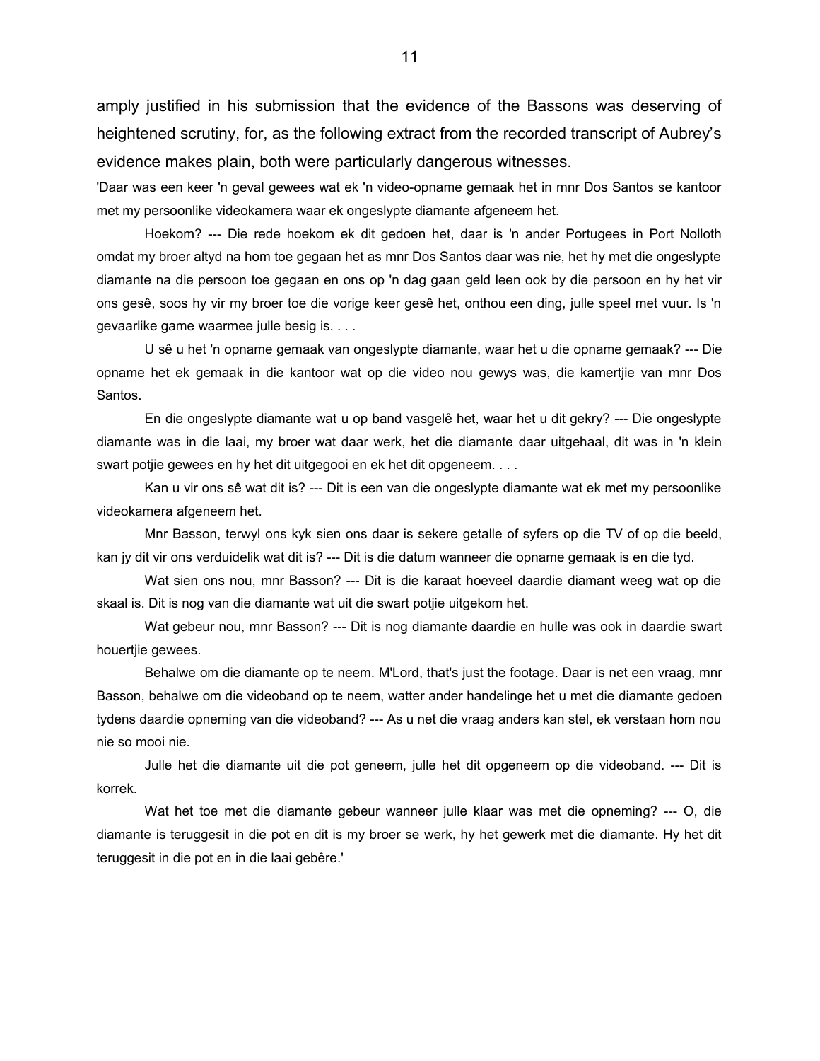amply justified in his submission that the evidence of the Bassons was deserving of heightened scrutiny, for, as the following extract from the recorded transcript of Aubrey's evidence makes plain, both were particularly dangerous witnesses.

'Daar was een keer 'n geval gewees wat ek 'n video-opname gemaak het in mnr Dos Santos se kantoor met my persoonlike videokamera waar ek ongeslypte diamante afgeneem het.

Hoekom? --- Die rede hoekom ek dit gedoen het, daar is 'n ander Portugees in Port Nolloth omdat my broer altyd na hom toe gegaan het as mnr Dos Santos daar was nie, het hy met die ongeslypte diamante na die persoon toe gegaan en ons op 'n dag gaan geld leen ook by die persoon en hy het vir ons gesê, soos hy vir my broer toe die vorige keer gesê het, onthou een ding, julle speel met vuur. Is 'n gevaarlike game waarmee julle besig is. . . .

U sê u het 'n opname gemaak van ongeslypte diamante, waar het u die opname gemaak? --- Die opname het ek gemaak in die kantoor wat op die video nou gewys was, die kamertjie van mnr Dos Santos.

En die ongeslypte diamante wat u op band vasgelê het, waar het u dit gekry? --- Die ongeslypte diamante was in die laai, my broer wat daar werk, het die diamante daar uitgehaal, dit was in 'n klein swart potjie gewees en hy het dit uitgegooi en ek het dit opgeneem. . . .

Kan u vir ons sê wat dit is? --- Dit is een van die ongeslypte diamante wat ek met my persoonlike videokamera afgeneem het.

Mnr Basson, terwyl ons kyk sien ons daar is sekere getalle of syfers op die TV of op die beeld, kan jy dit vir ons verduidelik wat dit is? --- Dit is die datum wanneer die opname gemaak is en die tyd.

Wat sien ons nou, mnr Basson? --- Dit is die karaat hoeveel daardie diamant weeg wat op die skaal is. Dit is nog van die diamante wat uit die swart potjie uitgekom het.

Wat gebeur nou, mnr Basson? --- Dit is nog diamante daardie en hulle was ook in daardie swart houertjie gewees.

Behalwe om die diamante op te neem. M'Lord, that's just the footage. Daar is net een vraag, mnr Basson, behalwe om die videoband op te neem, watter ander handelinge het u met die diamante gedoen tydens daardie opneming van die videoband? --- As u net die vraag anders kan stel, ek verstaan hom nou nie so mooi nie.

Julle het die diamante uit die pot geneem, julle het dit opgeneem op die videoband. --- Dit is korrek.

Wat het toe met die diamante gebeur wanneer julle klaar was met die opneming? --- O, die diamante is teruggesit in die pot en dit is my broer se werk, hy het gewerk met die diamante. Hy het dit teruggesit in die pot en in die laai gebêre.'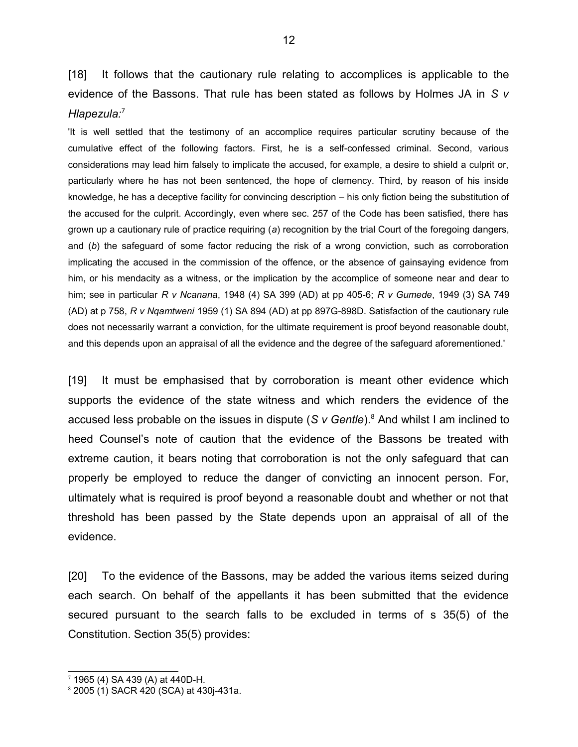[18] It follows that the cautionary rule relating to accomplices is applicable to the evidence of the Bassons. That rule has been stated as follows by Holmes JA in *S v Hlapezula:*[7]

> 'It is well settled that the testimony of an accomplice requires particular scrutiny because of the cumulative effect of the following factors. First, he is a self-confessed criminal. Second, various considerations may lead him falsely to implicate the accused, for example, a desire to shield a culprit or, particularly where he has not been sentenced, the hope of clemency. Third, by reason of his inside knowledge, he has a deceptive facility for convincing description – his only fiction being the substitution of the accused for the culprit. Accordingly, even where sec. 257 of the Code has been satisfied, there has grown up a cautionary rule of practice requiring (*a*) recognition by the trial Court of the foregoing dangers, and (*b*) the safeguard of some factor reducing the risk of a wrong conviction, such as corroboration implicating the accused in the commission of the offence, or the absence of gainsaying evidence from him, or his mendacity as a witness, or the implication by the accomplice of someone near and dear to him; see in particular *R v Ncanana*, 1948 (4) SA 399 (AD) at pp 405-6; *R v Gumede*, 1949 (3) SA 749 (AD) at p 758, *R v Nqamtweni* 1959 (1) SA 894 (AD) at pp 897G-898D. Satisfaction of the cautionary rule does not necessarily warrant a conviction, for the ultimate requirement is proof beyond reasonable doubt, and this depends upon an appraisal of all the evidence and the degree of the safeguard aforementioned.'

[19] It must be emphasised that by corroboration is meant other evidence which supports the evidence of the state witness and which renders the evidence of the accused less probable on the issues in dispute (*S v Gentle*).[8] And whilst I am inclined to heed Counsel's note of caution that the evidence of the Bassons be treated with extreme caution, it bears noting that corroboration is not the only safeguard that can properly be employed to reduce the danger of convicting an innocent person. For, ultimately what is required is proof beyond a reasonable doubt and whether or not that threshold has been passed by the State depends upon an appraisal of all of the evidence.

[20] To the evidence of the Bassons, may be added the various items seized during each search. On behalf of the appellants it has been submitted that the evidence secured pursuant to the search falls to be excluded in terms of s 35(5) of the Constitution. Section 35(5) provides:

---

[7] 1965 (4) SA 439 (A) at 440D-H.

[8] 2005 (1) SACR 420 (SCA) at 430j-431a.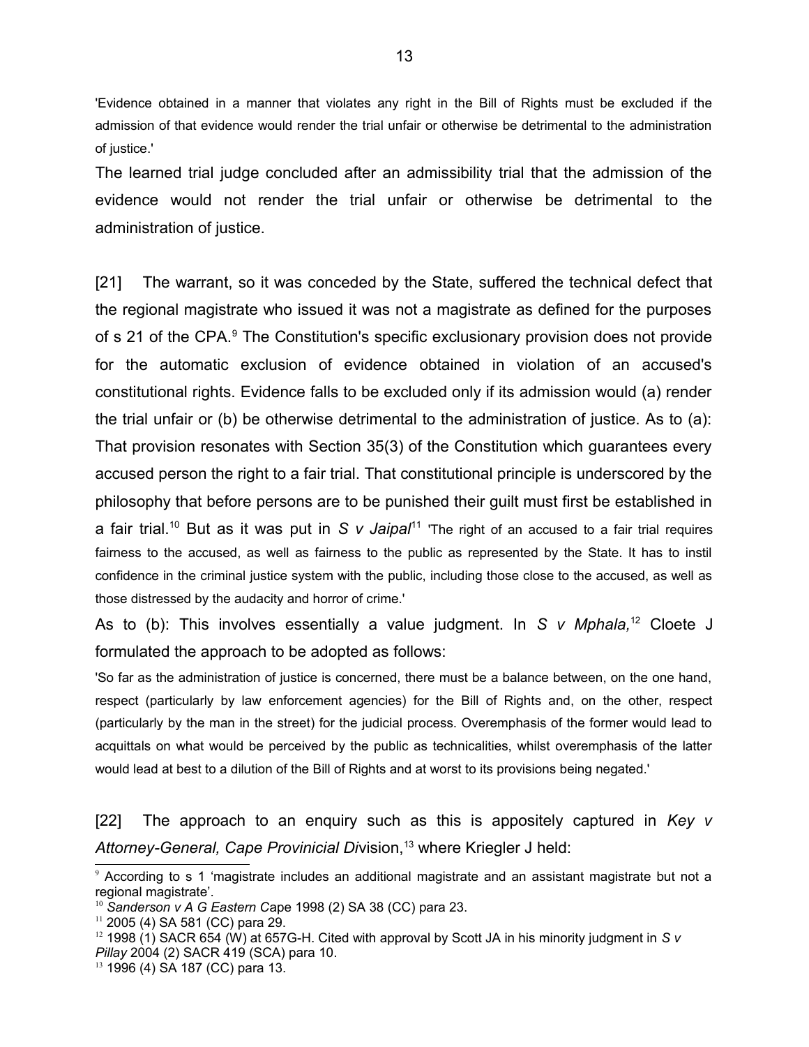'Evidence obtained in a manner that violates any right in the Bill of Rights must be excluded if the admission of that evidence would render the trial unfair or otherwise be detrimental to the administration of justice.'

The learned trial judge concluded after an admissibility trial that the admission of the evidence would not render the trial unfair or otherwise be detrimental to the administration of justice.

[21] The warrant, so it was conceded by the State, suffered the technical defect that the regional magistrate who issued it was not a magistrate as defined for the purposes of s 21 of the CPA.[9] The Constitution's specific exclusionary provision does not provide for the automatic exclusion of evidence obtained in violation of an accused's constitutional rights. Evidence falls to be excluded only if its admission would (a) render the trial unfair or (b) be otherwise detrimental to the administration of justice. As to (a): That provision resonates with Section 35(3) of the Constitution which guarantees every accused person the right to a fair trial. That constitutional principle is underscored by the philosophy that before persons are to be punished their guilt must first be established in a fair trial.[10] But as it was put in *S v Jaipal*[11] 'The right of an accused to a fair trial requires fairness to the accused, as well as fairness to the public as represented by the State. It has to instil confidence in the criminal justice system with the public, including those close to the accused, as well as those distressed by the audacity and horror of crime.'

As to (b): This involves essentially a value judgment. In *S v Mphala,*[12] Cloete J formulated the approach to be adopted as follows:

'So far as the administration of justice is concerned, there must be a balance between, on the one hand, respect (particularly by law enforcement agencies) for the Bill of Rights and, on the other, respect (particularly by the man in the street) for the judicial process. Overemphasis of the former would lead to acquittals on what would be perceived by the public as technicalities, whilst overemphasis of the latter would lead at best to a dilution of the Bill of Rights and at worst to its provisions being negated.'

[22] The approach to an enquiry such as this is appositely captured in *Key v Attorney-General, Cape Provinicial Di*vision,[13] where Kriegler J held:

---

[9] According to s 1 'magistrate includes an additional magistrate and an assistant magistrate but not a regional magistrate'.

[10] *Sanderson v A G Eastern C*ape 1998 (2) SA 38 (CC) para 23.

[11] 2005 (4) SA 581 (CC) para 29.

[12] 1998 (1) SACR 654 (W) at 657G-H. Cited with approval by Scott JA in his minority judgment in *S v Pillay* 2004 (2) SACR 419 (SCA) para 10.

[13] 1996 (4) SA 187 (CC) para 13.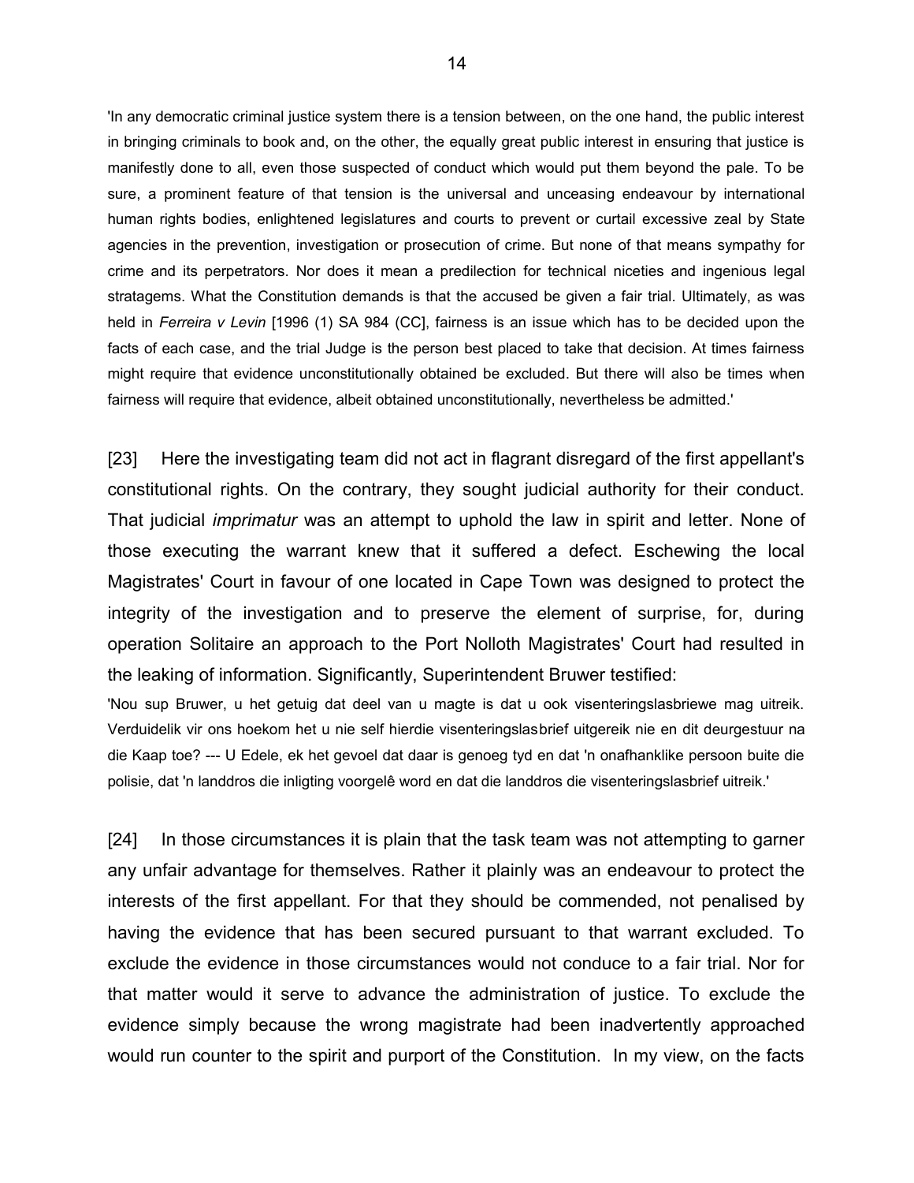'In any democratic criminal justice system there is a tension between, on the one hand, the public interest in bringing criminals to book and, on the other, the equally great public interest in ensuring that justice is manifestly done to all, even those suspected of conduct which would put them beyond the pale. To be sure, a prominent feature of that tension is the universal and unceasing endeavour by international human rights bodies, enlightened legislatures and courts to prevent or curtail excessive zeal by State agencies in the prevention, investigation or prosecution of crime. But none of that means sympathy for crime and its perpetrators. Nor does it mean a predilection for technical niceties and ingenious legal stratagems. What the Constitution demands is that the accused be given a fair trial. Ultimately, as was held in *Ferreira v Levin* [1996 (1) SA 984 (CC], fairness is an issue which has to be decided upon the facts of each case, and the trial Judge is the person best placed to take that decision. At times fairness might require that evidence unconstitutionally obtained be excluded. But there will also be times when fairness will require that evidence, albeit obtained unconstitutionally, nevertheless be admitted.'

[23] Here the investigating team did not act in flagrant disregard of the first appellant's constitutional rights. On the contrary, they sought judicial authority for their conduct. That judicial *imprimatur* was an attempt to uphold the law in spirit and letter. None of those executing the warrant knew that it suffered a defect. Eschewing the local Magistrates' Court in favour of one located in Cape Town was designed to protect the integrity of the investigation and to preserve the element of surprise, for, during operation Solitaire an approach to the Port Nolloth Magistrates' Court had resulted in the leaking of information. Significantly, Superintendent Bruwer testified:

'Nou sup Bruwer, u het getuig dat deel van u magte is dat u ook visenteringslasbriewe mag uitreik. Verduidelik vir ons hoekom het u nie self hierdie visenteringslasbrief uitgereik nie en dit deurgestuur na die Kaap toe? --- U Edele, ek het gevoel dat daar is genoeg tyd en dat 'n onafhanklike persoon buite die polisie, dat 'n landdros die inligting voorgelê word en dat die landdros die visenteringslasbrief uitreik.'

[24] In those circumstances it is plain that the task team was not attempting to garner any unfair advantage for themselves. Rather it plainly was an endeavour to protect the interests of the first appellant. For that they should be commended, not penalised by having the evidence that has been secured pursuant to that warrant excluded. To exclude the evidence in those circumstances would not conduce to a fair trial. Nor for that matter would it serve to advance the administration of justice. To exclude the evidence simply because the wrong magistrate had been inadvertently approached would run counter to the spirit and purport of the Constitution. In my view, on the facts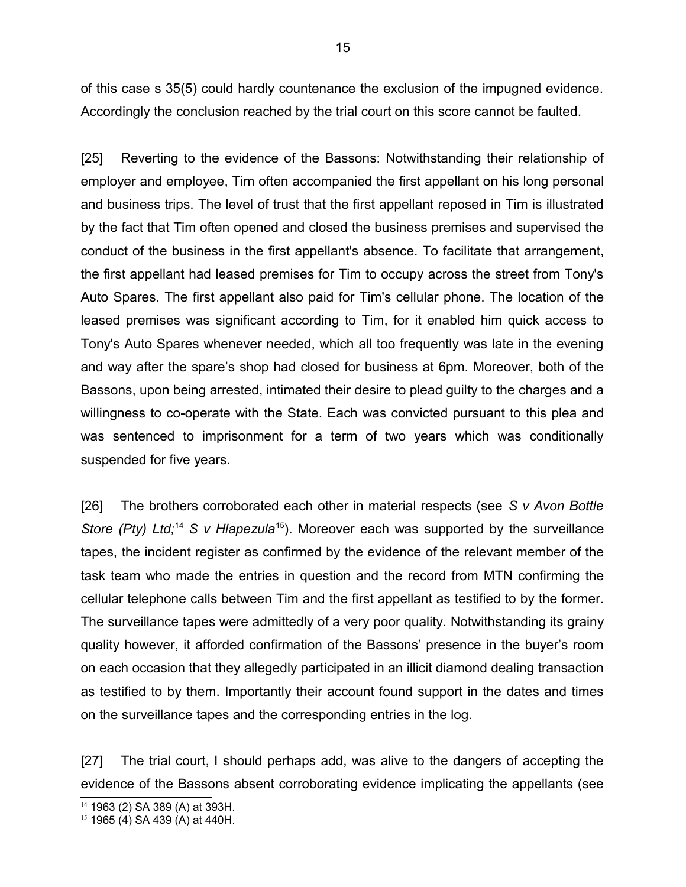of this case s 35(5) could hardly countenance the exclusion of the impugned evidence. Accordingly the conclusion reached by the trial court on this score cannot be faulted.

[25] Reverting to the evidence of the Bassons: Notwithstanding their relationship of employer and employee, Tim often accompanied the first appellant on his long personal and business trips. The level of trust that the first appellant reposed in Tim is illustrated by the fact that Tim often opened and closed the business premises and supervised the conduct of the business in the first appellant's absence. To facilitate that arrangement, the first appellant had leased premises for Tim to occupy across the street from Tony's Auto Spares. The first appellant also paid for Tim's cellular phone. The location of the leased premises was significant according to Tim, for it enabled him quick access to Tony's Auto Spares whenever needed, which all too frequently was late in the evening and way after the spare's shop had closed for business at 6pm. Moreover, both of the Bassons, upon being arrested, intimated their desire to plead guilty to the charges and a willingness to co-operate with the State. Each was convicted pursuant to this plea and was sentenced to imprisonment for a term of two years which was conditionally suspended for five years.

[26] The brothers corroborated each other in material respects (see *S v Avon Bottle Store (Pty) Ltd;*[14] *S v Hlapezula*[15]). Moreover each was supported by the surveillance tapes, the incident register as confirmed by the evidence of the relevant member of the task team who made the entries in question and the record from MTN confirming the cellular telephone calls between Tim and the first appellant as testified to by the former. The surveillance tapes were admittedly of a very poor quality. Notwithstanding its grainy quality however, it afforded confirmation of the Bassons' presence in the buyer's room on each occasion that they allegedly participated in an illicit diamond dealing transaction as testified to by them. Importantly their account found support in the dates and times on the surveillance tapes and the corresponding entries in the log.

[27] The trial court, I should perhaps add, was alive to the dangers of accepting the evidence of the Bassons absent corroborating evidence implicating the appellants (see

[14] 1963 (2) SA 389 (A) at 393H.

[15] 1965 (4) SA 439 (A) at 440H.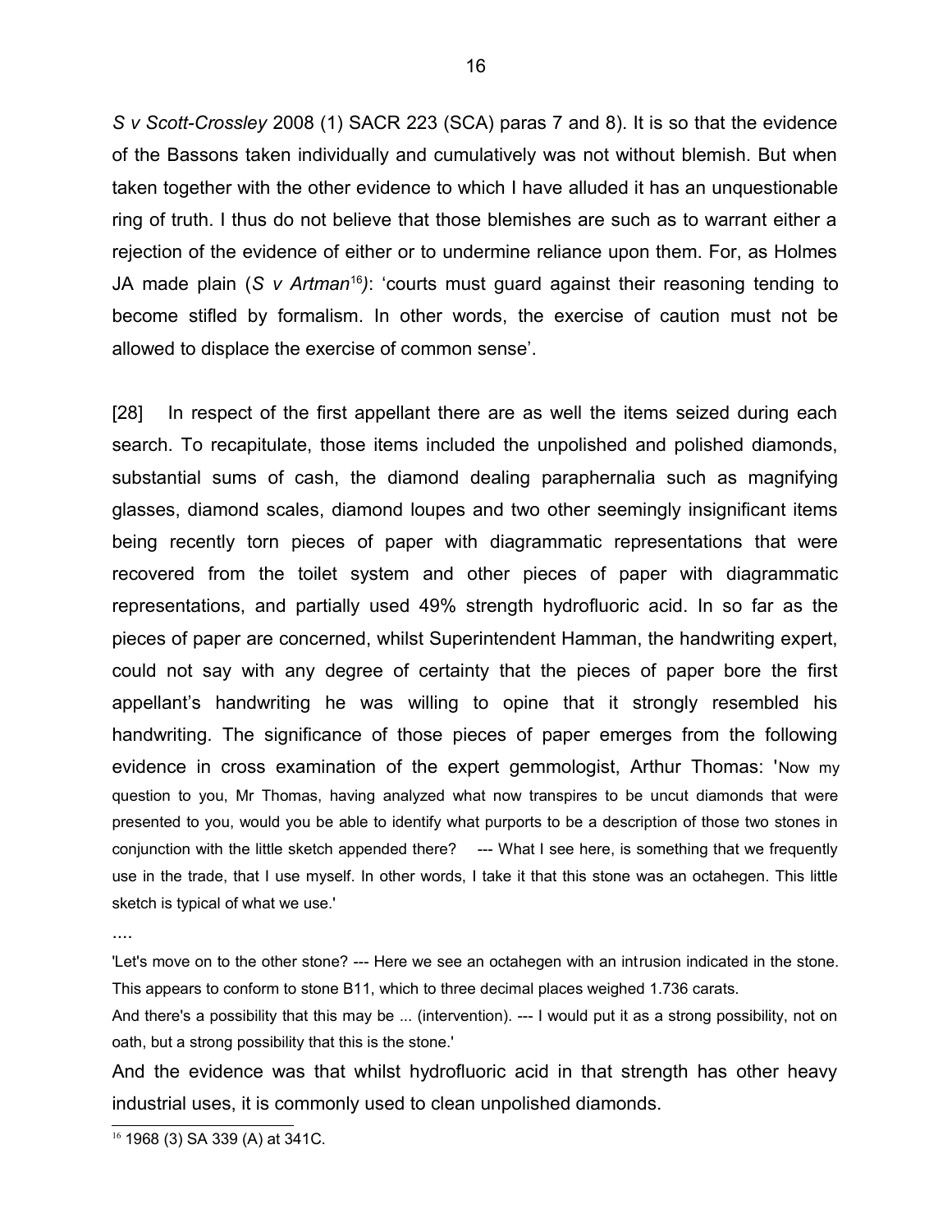*S v Scott-Crossley* 2008 (1) SACR 223 (SCA) paras 7 and 8). It is so that the evidence of the Bassons taken individually and cumulatively was not without blemish. But when taken together with the other evidence to which I have alluded it has an unquestionable ring of truth. I thus do not believe that those blemishes are such as to warrant either a rejection of the evidence of either or to undermine reliance upon them. For, as Holmes JA made plain (*S v Artman*[16]): 'courts must guard against their reasoning tending to become stifled by formalism. In other words, the exercise of caution must not be allowed to displace the exercise of common sense'.

[28] In respect of the first appellant there are as well the items seized during each search. To recapitulate, those items included the unpolished and polished diamonds, substantial sums of cash, the diamond dealing paraphernalia such as magnifying glasses, diamond scales, diamond loupes and two other seemingly insignificant items being recently torn pieces of paper with diagrammatic representations that were recovered from the toilet system and other pieces of paper with diagrammatic representations, and partially used 49% strength hydrofluoric acid. In so far as the pieces of paper are concerned, whilst Superintendent Hamman, the handwriting expert, could not say with any degree of certainty that the pieces of paper bore the first appellant's handwriting he was willing to opine that it strongly resembled his handwriting. The significance of those pieces of paper emerges from the following evidence in cross examination of the expert gemmologist, Arthur Thomas: 'Now my question to you, Mr Thomas, having analyzed what now transpires to be uncut diamonds that were presented to you, would you be able to identify what purports to be a description of those two stones in conjunction with the little sketch appended there? --- What I see here, is something that we frequently use in the trade, that I use myself. In other words, I take it that this stone was an octahegen. This little sketch is typical of what we use.'

....

'Let's move on to the other stone? --- Here we see an octahegen with an intrusion indicated in the stone. This appears to conform to stone B11, which to three decimal places weighed 1.736 carats.

And there's a possibility that this may be ... (intervention). --- I would put it as a strong possibility, not on oath, but a strong possibility that this is the stone.'

And the evidence was that whilst hydrofluoric acid in that strength has other heavy industrial uses, it is commonly used to clean unpolished diamonds.

---

[16] 1968 (3) SA 339 (A) at 341C.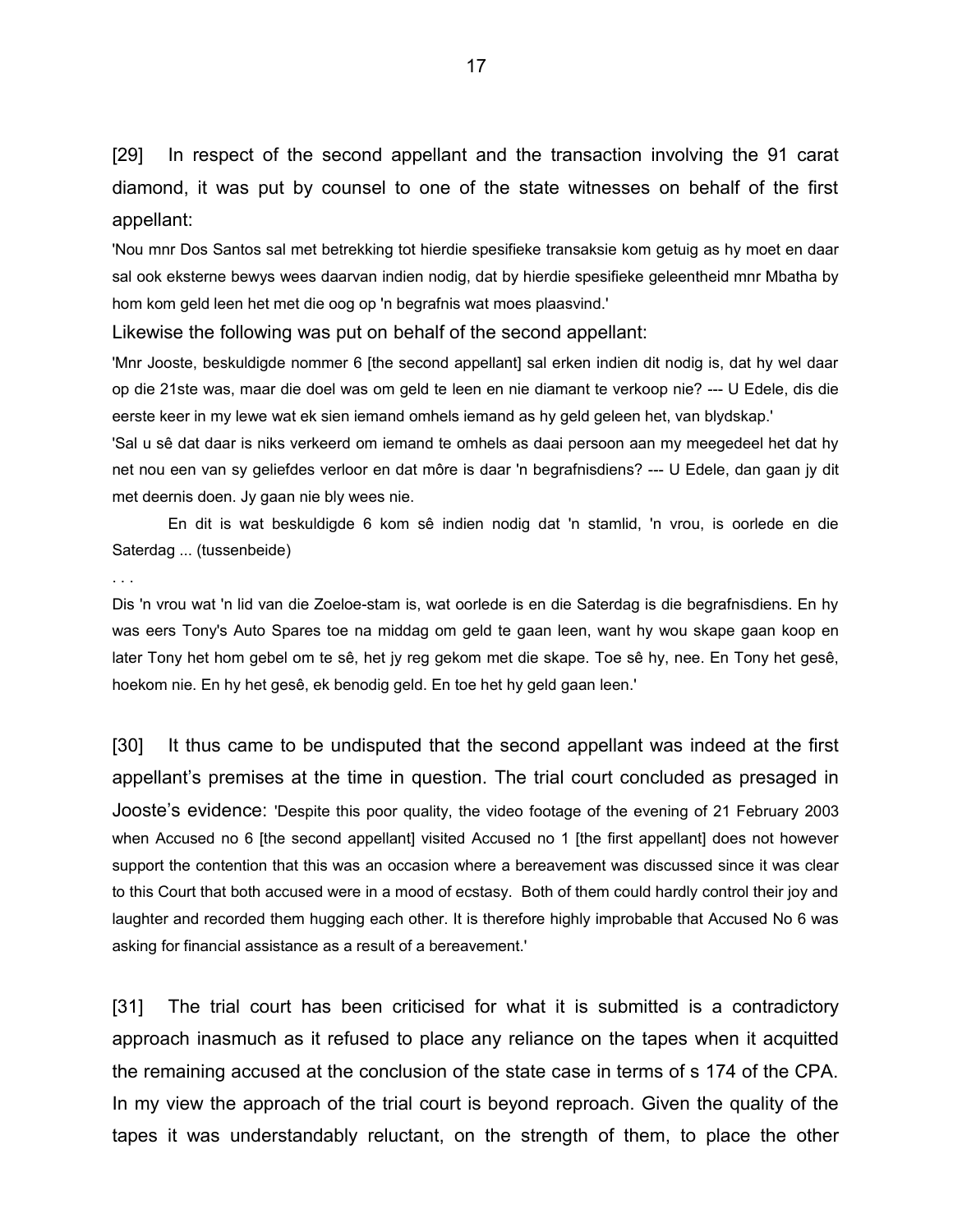[29] In respect of the second appellant and the transaction involving the 91 carat diamond, it was put by counsel to one of the state witnesses on behalf of the first appellant:

> 'Nou mnr Dos Santos sal met betrekking tot hierdie spesifieke transaksie kom getuig as hy moet en daar sal ook eksterne bewys wees daarvan indien nodig, dat by hierdie spesifieke geleentheid mnr Mbatha by hom kom geld leen het met die oog op 'n begrafnis wat moes plaasvind.'

Likewise the following was put on behalf of the second appellant:

> 'Mnr Jooste, beskuldigde nommer 6 [the second appellant] sal erken indien dit nodig is, dat hy wel daar op die 21ste was, maar die doel was om geld te leen en nie diamant te verkoop nie? --- U Edele, dis die eerste keer in my lewe wat ek sien iemand omhels iemand as hy geld geleen het, van blydskap.'
>
> 'Sal u sê dat daar is niks verkeerd om iemand te omhels as daai persoon aan my meegedeel het dat hy net nou een van sy geliefdes verloor en dat môre is daar 'n begrafnisdiens? --- U Edele, dan gaan jy dit met deernis doen. Jy gaan nie bly wees nie.
>
> En dit is wat beskuldigde 6 kom sê indien nodig dat 'n stamlid, 'n vrou, is oorlede en die Saterdag ... (tussenbeide)
>
> . . .
>
> Dis 'n vrou wat 'n lid van die Zoeloe-stam is, wat oorlede is en die Saterdag is die begrafnisdiens. En hy was eers Tony's Auto Spares toe na middag om geld te gaan leen, want hy wou skape gaan koop en later Tony het hom gebel om te sê, het jy reg gekom met die skape. Toe sê hy, nee. En Tony het gesê, hoekom nie. En hy het gesê, ek benodig geld. En toe het hy geld gaan leen.'

[30] It thus came to be undisputed that the second appellant was indeed at the first appellant's premises at the time in question. The trial court concluded as presaged in Jooste's evidence: 'Despite this poor quality, the video footage of the evening of 21 February 2003 when Accused no 6 [the second appellant] visited Accused no 1 [the first appellant] does not however support the contention that this was an occasion where a bereavement was discussed since it was clear to this Court that both accused were in a mood of ecstasy. Both of them could hardly control their joy and laughter and recorded them hugging each other. It is therefore highly improbable that Accused No 6 was asking for financial assistance as a result of a bereavement.'

[31] The trial court has been criticised for what it is submitted is a contradictory approach inasmuch as it refused to place any reliance on the tapes when it acquitted the remaining accused at the conclusion of the state case in terms of s 174 of the CPA. In my view the approach of the trial court is beyond reproach. Given the quality of the tapes it was understandably reluctant, on the strength of them, to place the other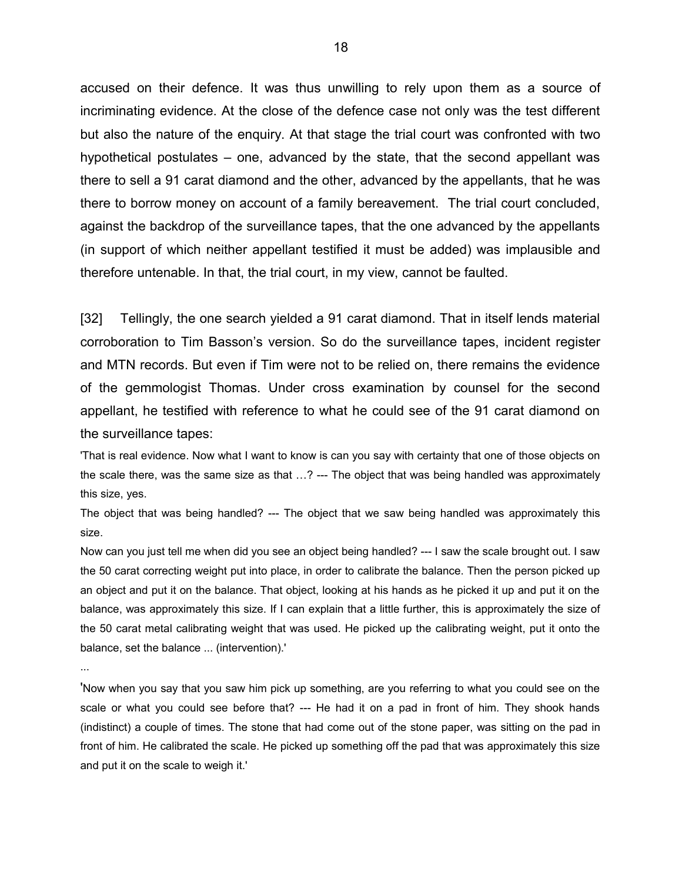accused on their defence. It was thus unwilling to rely upon them as a source of incriminating evidence. At the close of the defence case not only was the test different but also the nature of the enquiry. At that stage the trial court was confronted with two hypothetical postulates – one, advanced by the state, that the second appellant was there to sell a 91 carat diamond and the other, advanced by the appellants, that he was there to borrow money on account of a family bereavement. The trial court concluded, against the backdrop of the surveillance tapes, that the one advanced by the appellants (in support of which neither appellant testified it must be added) was implausible and therefore untenable. In that, the trial court, in my view, cannot be faulted.

[32] Tellingly, the one search yielded a 91 carat diamond. That in itself lends material corroboration to Tim Basson's version. So do the surveillance tapes, incident register and MTN records. But even if Tim were not to be relied on, there remains the evidence of the gemmologist Thomas. Under cross examination by counsel for the second appellant, he testified with reference to what he could see of the 91 carat diamond on the surveillance tapes:

'That is real evidence. Now what I want to know is can you say with certainty that one of those objects on the scale there, was the same size as that …? --- The object that was being handled was approximately this size, yes.

The object that was being handled? --- The object that we saw being handled was approximately this size.

Now can you just tell me when did you see an object being handled? --- I saw the scale brought out. I saw the 50 carat correcting weight put into place, in order to calibrate the balance. Then the person picked up an object and put it on the balance. That object, looking at his hands as he picked it up and put it on the balance, was approximately this size. If I can explain that a little further, this is approximately the size of the 50 carat metal calibrating weight that was used. He picked up the calibrating weight, put it onto the balance, set the balance ... (intervention).'

...

'Now when you say that you saw him pick up something, are you referring to what you could see on the scale or what you could see before that? --- He had it on a pad in front of him. They shook hands (indistinct) a couple of times. The stone that had come out of the stone paper, was sitting on the pad in front of him. He calibrated the scale. He picked up something off the pad that was approximately this size and put it on the scale to weigh it.'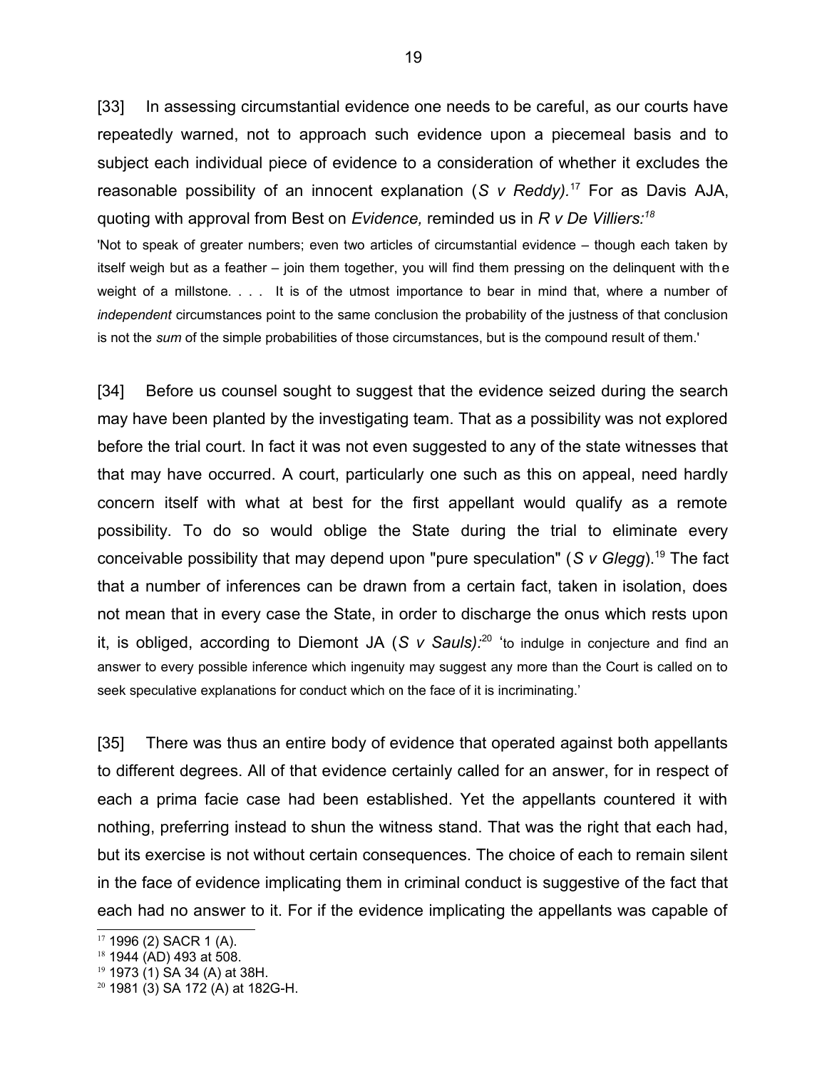[33] In assessing circumstantial evidence one needs to be careful, as our courts have repeatedly warned, not to approach such evidence upon a piecemeal basis and to subject each individual piece of evidence to a consideration of whether it excludes the reasonable possibility of an innocent explanation (*S v Reddy).*[17] For as Davis AJA, quoting with approval from Best on *Evidence,* reminded us in *R v De Villiers:*[18]

> 'Not to speak of greater numbers; even two articles of circumstantial evidence – though each taken by itself weigh but as a feather – join them together, you will find them pressing on the delinquent with the weight of a millstone. . . . It is of the utmost importance to bear in mind that, where a number of *independent* circumstances point to the same conclusion the probability of the justness of that conclusion is not the *sum* of the simple probabilities of those circumstances, but is the compound result of them.'

[34] Before us counsel sought to suggest that the evidence seized during the search may have been planted by the investigating team. That as a possibility was not explored before the trial court. In fact it was not even suggested to any of the state witnesses that that may have occurred. A court, particularly one such as this on appeal, need hardly concern itself with what at best for the first appellant would qualify as a remote possibility. To do so would oblige the State during the trial to eliminate every conceivable possibility that may depend upon "pure speculation" (*S v Glegg*).[19] The fact that a number of inferences can be drawn from a certain fact, taken in isolation, does not mean that in every case the State, in order to discharge the onus which rests upon it, is obliged, according to Diemont JA (*S v Sauls):*[20] 'to indulge in conjecture and find an answer to every possible inference which ingenuity may suggest any more than the Court is called on to seek speculative explanations for conduct which on the face of it is incriminating.'

[35] There was thus an entire body of evidence that operated against both appellants to different degrees. All of that evidence certainly called for an answer, for in respect of each a prima facie case had been established. Yet the appellants countered it with nothing, preferring instead to shun the witness stand. That was the right that each had, but its exercise is not without certain consequences. The choice of each to remain silent in the face of evidence implicating them in criminal conduct is suggestive of the fact that each had no answer to it. For if the evidence implicating the appellants was capable of

---

[17] 1996 (2) SACR 1 (A).

[18] 1944 (AD) 493 at 508.

[19] 1973 (1) SA 34 (A) at 38H.

[20] 1981 (3) SA 172 (A) at 182G-H.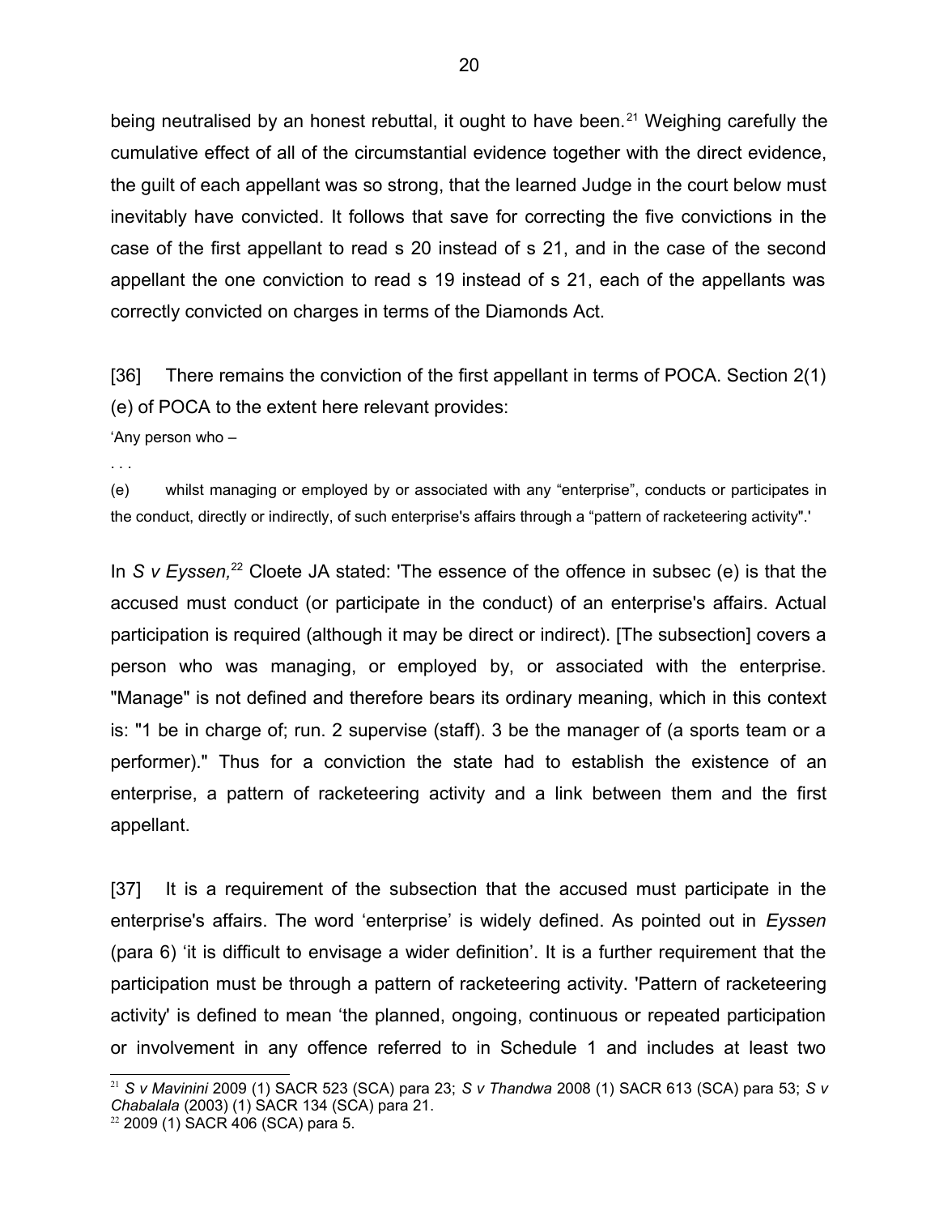being neutralised by an honest rebuttal, it ought to have been.[21] Weighing carefully the cumulative effect of all of the circumstantial evidence together with the direct evidence, the guilt of each appellant was so strong, that the learned Judge in the court below must inevitably have convicted. It follows that save for correcting the five convictions in the case of the first appellant to read s 20 instead of s 21, and in the case of the second appellant the one conviction to read s 19 instead of s 21, each of the appellants was correctly convicted on charges in terms of the Diamonds Act.

[36] There remains the conviction of the first appellant in terms of POCA. Section 2(1)(e) of POCA to the extent here relevant provides:

'Any person who –

. . .

(e) whilst managing or employed by or associated with any "enterprise", conducts or participates in the conduct, directly or indirectly, of such enterprise's affairs through a "pattern of racketeering activity".'

In *S v Eyssen,*[22] Cloete JA stated: 'The essence of the offence in subsec (e) is that the accused must conduct (or participate in the conduct) of an enterprise's affairs. Actual participation is required (although it may be direct or indirect). [The subsection] covers a person who was managing, or employed by, or associated with the enterprise. "Manage" is not defined and therefore bears its ordinary meaning, which in this context is: "1 be in charge of; run. 2 supervise (staff). 3 be the manager of (a sports team or a performer)." Thus for a conviction the state had to establish the existence of an enterprise, a pattern of racketeering activity and a link between them and the first appellant.

[37] It is a requirement of the subsection that the accused must participate in the enterprise's affairs. The word 'enterprise' is widely defined. As pointed out in *Eyssen* (para 6) 'it is difficult to envisage a wider definition'. It is a further requirement that the participation must be through a pattern of racketeering activity. 'Pattern of racketeering activity' is defined to mean 'the planned, ongoing, continuous or repeated participation or involvement in any offence referred to in Schedule 1 and includes at least two

---

[21] *S v Mavinini* 2009 (1) SACR 523 (SCA) para 23; *S v Thandwa* 2008 (1) SACR 613 (SCA) para 53; *S v Chabalala* (2003) (1) SACR 134 (SCA) para 21.

[22] 2009 (1) SACR 406 (SCA) para 5.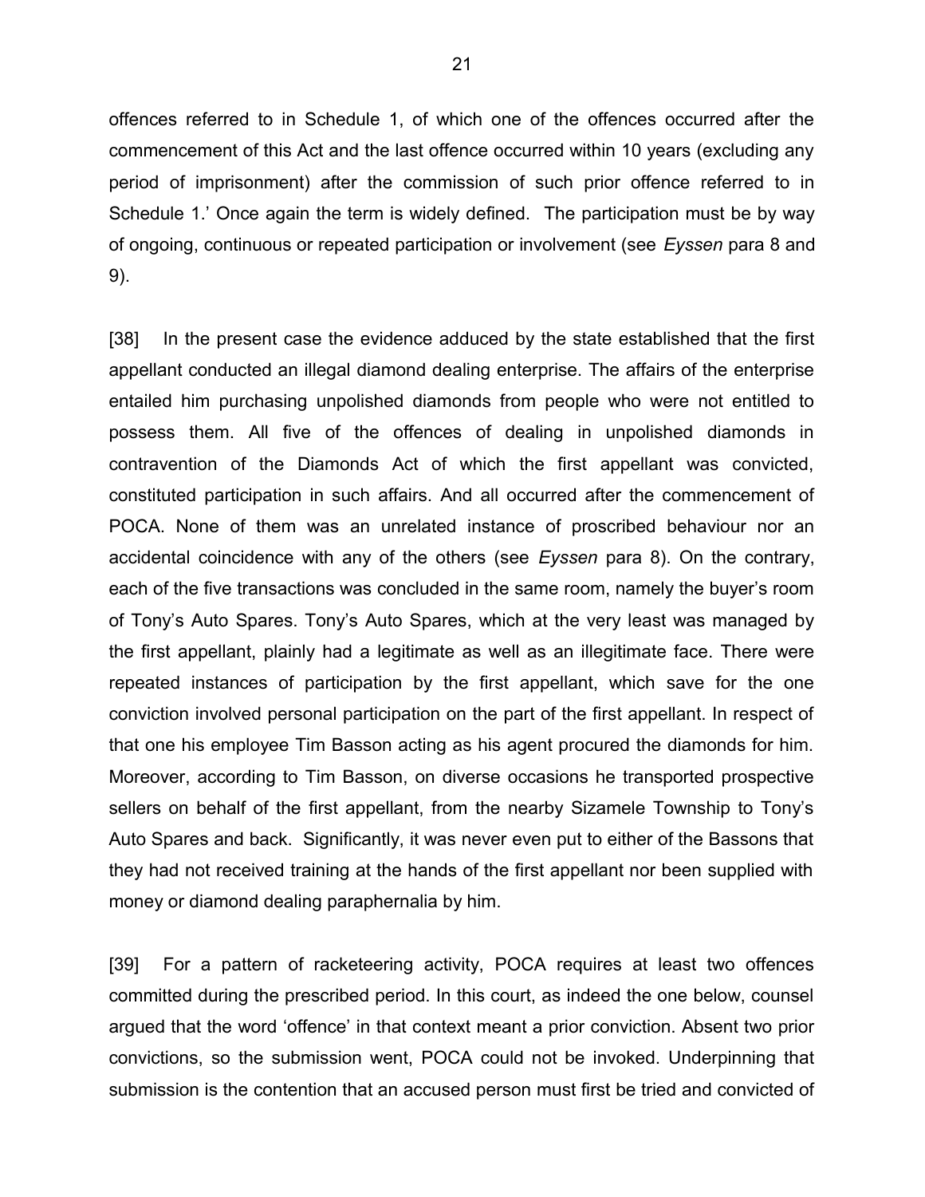offences referred to in Schedule 1, of which one of the offences occurred after the commencement of this Act and the last offence occurred within 10 years (excluding any period of imprisonment) after the commission of such prior offence referred to in Schedule 1.' Once again the term is widely defined. The participation must be by way of ongoing, continuous or repeated participation or involvement (see *Eyssen* para 8 and 9).

[38] In the present case the evidence adduced by the state established that the first appellant conducted an illegal diamond dealing enterprise. The affairs of the enterprise entailed him purchasing unpolished diamonds from people who were not entitled to possess them. All five of the offences of dealing in unpolished diamonds in contravention of the Diamonds Act of which the first appellant was convicted, constituted participation in such affairs. And all occurred after the commencement of POCA. None of them was an unrelated instance of proscribed behaviour nor an accidental coincidence with any of the others (see *Eyssen* para 8). On the contrary, each of the five transactions was concluded in the same room, namely the buyer's room of Tony's Auto Spares. Tony's Auto Spares, which at the very least was managed by the first appellant, plainly had a legitimate as well as an illegitimate face. There were repeated instances of participation by the first appellant, which save for the one conviction involved personal participation on the part of the first appellant. In respect of that one his employee Tim Basson acting as his agent procured the diamonds for him. Moreover, according to Tim Basson, on diverse occasions he transported prospective sellers on behalf of the first appellant, from the nearby Sizamele Township to Tony's Auto Spares and back. Significantly, it was never even put to either of the Bassons that they had not received training at the hands of the first appellant nor been supplied with money or diamond dealing paraphernalia by him.

[39] For a pattern of racketeering activity, POCA requires at least two offences committed during the prescribed period. In this court, as indeed the one below, counsel argued that the word 'offence' in that context meant a prior conviction. Absent two prior convictions, so the submission went, POCA could not be invoked. Underpinning that submission is the contention that an accused person must first be tried and convicted of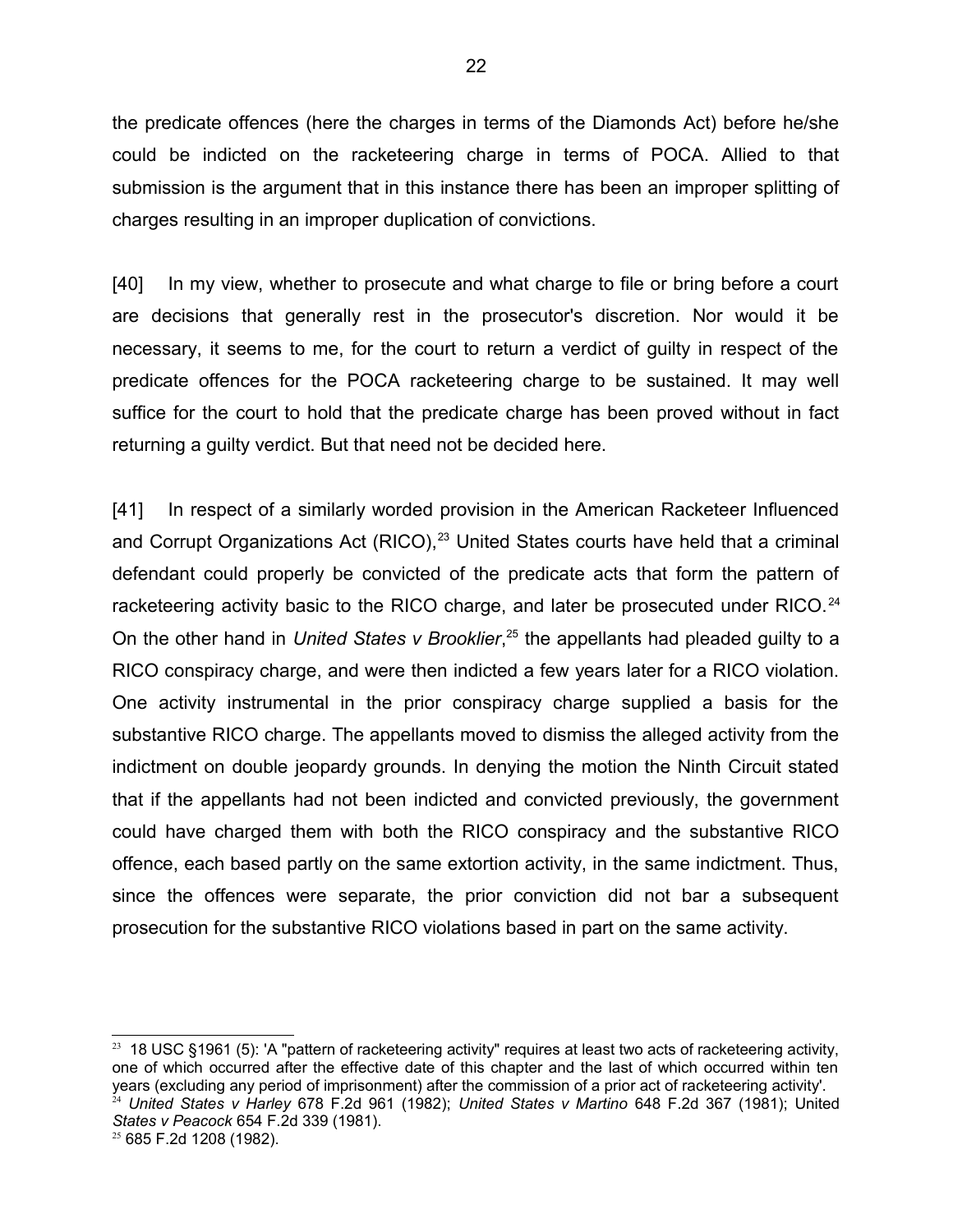the predicate offences (here the charges in terms of the Diamonds Act) before he/she could be indicted on the racketeering charge in terms of POCA. Allied to that submission is the argument that in this instance there has been an improper splitting of charges resulting in an improper duplication of convictions.

[40] In my view, whether to prosecute and what charge to file or bring before a court are decisions that generally rest in the prosecutor's discretion. Nor would it be necessary, it seems to me, for the court to return a verdict of guilty in respect of the predicate offences for the POCA racketeering charge to be sustained. It may well suffice for the court to hold that the predicate charge has been proved without in fact returning a guilty verdict. But that need not be decided here.

[41] In respect of a similarly worded provision in the American Racketeer Influenced and Corrupt Organizations Act (RICO),[23] United States courts have held that a criminal defendant could properly be convicted of the predicate acts that form the pattern of racketeering activity basic to the RICO charge, and later be prosecuted under RICO.[24] On the other hand in *United States v Brooklier*,[25] the appellants had pleaded guilty to a RICO conspiracy charge, and were then indicted a few years later for a RICO violation. One activity instrumental in the prior conspiracy charge supplied a basis for the substantive RICO charge. The appellants moved to dismiss the alleged activity from the indictment on double jeopardy grounds. In denying the motion the Ninth Circuit stated that if the appellants had not been indicted and convicted previously, the government could have charged them with both the RICO conspiracy and the substantive RICO offence, each based partly on the same extortion activity, in the same indictment. Thus, since the offences were separate, the prior conviction did not bar a subsequent prosecution for the substantive RICO violations based in part on the same activity.

---

[23] 18 USC §1961 (5): 'A "pattern of racketeering activity" requires at least two acts of racketeering activity, one of which occurred after the effective date of this chapter and the last of which occurred within ten years (excluding any period of imprisonment) after the commission of a prior act of racketeering activity'.

[24] *United States v Harley* 678 F.2d 961 (1982); *United States v Martino* 648 F.2d 367 (1981); United *States v Peacock* 654 F.2d 339 (1981).

[25] 685 F.2d 1208 (1982).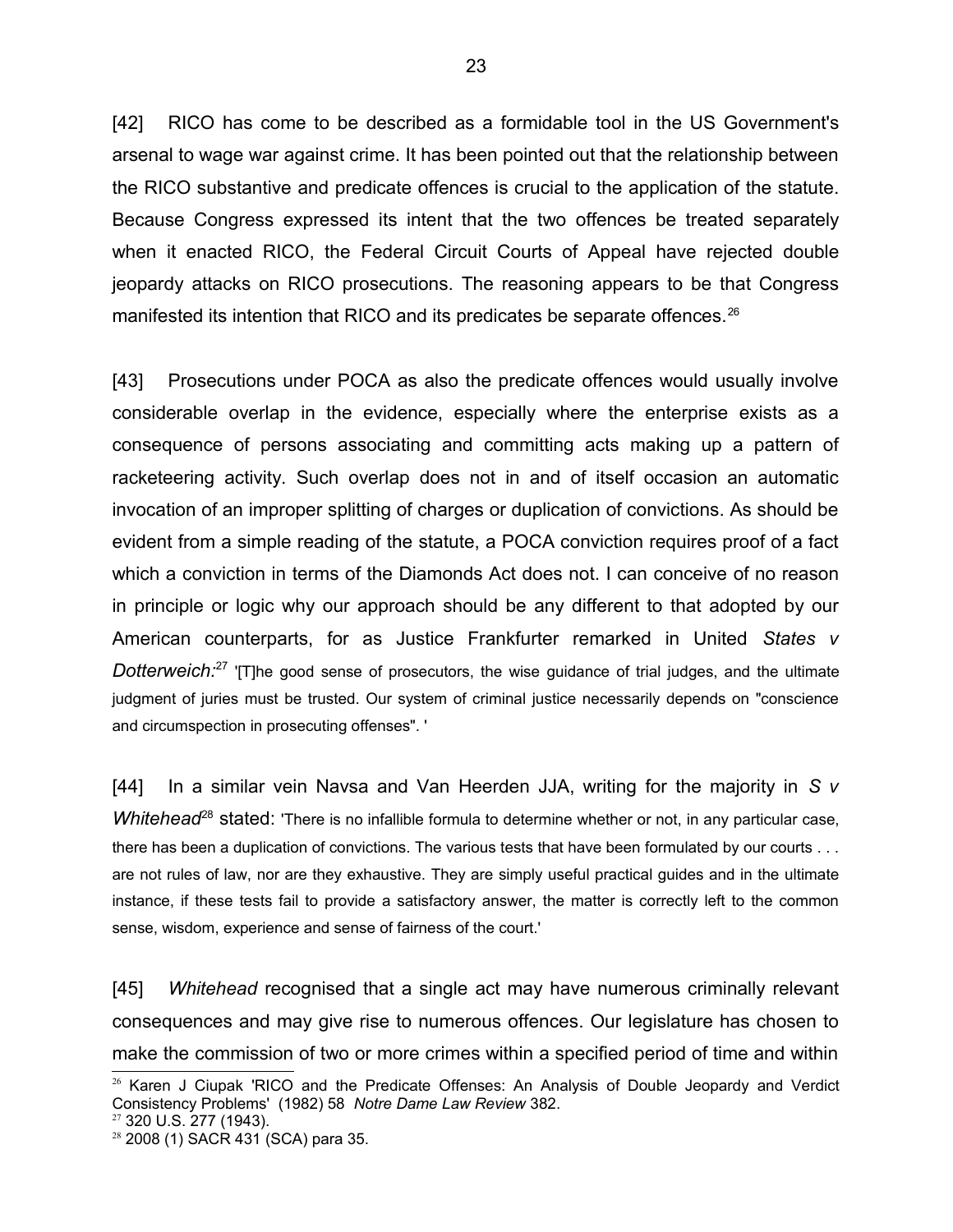[42] RICO has come to be described as a formidable tool in the US Government's arsenal to wage war against crime. It has been pointed out that the relationship between the RICO substantive and predicate offences is crucial to the application of the statute. Because Congress expressed its intent that the two offences be treated separately when it enacted RICO, the Federal Circuit Courts of Appeal have rejected double jeopardy attacks on RICO prosecutions. The reasoning appears to be that Congress manifested its intention that RICO and its predicates be separate offences.[26]

[43] Prosecutions under POCA as also the predicate offences would usually involve considerable overlap in the evidence, especially where the enterprise exists as a consequence of persons associating and committing acts making up a pattern of racketeering activity. Such overlap does not in and of itself occasion an automatic invocation of an improper splitting of charges or duplication of convictions. As should be evident from a simple reading of the statute, a POCA conviction requires proof of a fact which a conviction in terms of the Diamonds Act does not. I can conceive of no reason in principle or logic why our approach should be any different to that adopted by our American counterparts, for as Justice Frankfurter remarked in United *States v Dotterweich*:[27] '[T]he good sense of prosecutors, the wise guidance of trial judges, and the ultimate judgment of juries must be trusted. Our system of criminal justice necessarily depends on "conscience and circumspection in prosecuting offenses". '

[44] In a similar vein Navsa and Van Heerden JJA, writing for the majority in *S v Whitehead*[28] stated: 'There is no infallible formula to determine whether or not, in any particular case, there has been a duplication of convictions. The various tests that have been formulated by our courts . . . are not rules of law, nor are they exhaustive. They are simply useful practical guides and in the ultimate instance, if these tests fail to provide a satisfactory answer, the matter is correctly left to the common sense, wisdom, experience and sense of fairness of the court.'

[45] *Whitehead* recognised that a single act may have numerous criminally relevant consequences and may give rise to numerous offences. Our legislature has chosen to make the commission of two or more crimes within a specified period of time and within

[26] Karen J Ciupak 'RICO and the Predicate Offenses: An Analysis of Double Jeopardy and Verdict Consistency Problems' (1982) 58 *Notre Dame Law Review* 382.

[27] 320 U.S. 277 (1943).

[28] 2008 (1) SACR 431 (SCA) para 35.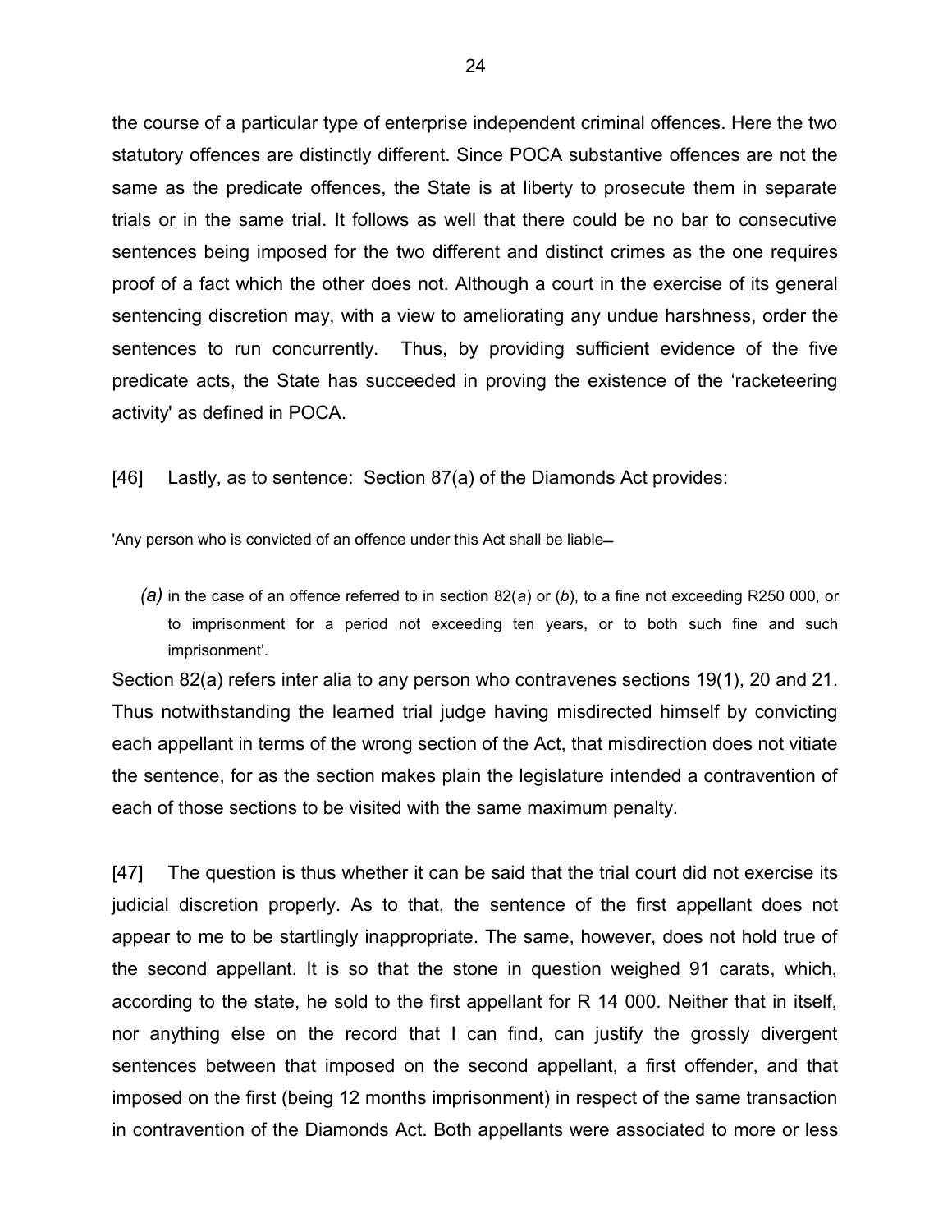the course of a particular type of enterprise independent criminal offences. Here the two statutory offences are distinctly different. Since POCA substantive offences are not the same as the predicate offences, the State is at liberty to prosecute them in separate trials or in the same trial. It follows as well that there could be no bar to consecutive sentences being imposed for the two different and distinct crimes as the one requires proof of a fact which the other does not. Although a court in the exercise of its general sentencing discretion may, with a view to ameliorating any undue harshness, order the sentences to run concurrently. Thus, by providing sufficient evidence of the five predicate acts, the State has succeeded in proving the existence of the 'racketeering activity' as defined in POCA.

[46] Lastly, as to sentence: Section 87(a) of the Diamonds Act provides:

'Any person who is convicted of an offence under this Act shall be liable—

> *(a)* in the case of an offence referred to in section 82(*a*) or (*b*), to a fine not exceeding R250 000, or to imprisonment for a period not exceeding ten years, or to both such fine and such imprisonment'.

Section 82(a) refers inter alia to any person who contravenes sections 19(1), 20 and 21. Thus notwithstanding the learned trial judge having misdirected himself by convicting each appellant in terms of the wrong section of the Act, that misdirection does not vitiate the sentence, for as the section makes plain the legislature intended a contravention of each of those sections to be visited with the same maximum penalty.

[47] The question is thus whether it can be said that the trial court did not exercise its judicial discretion properly. As to that, the sentence of the first appellant does not appear to me to be startlingly inappropriate. The same, however, does not hold true of the second appellant. It is so that the stone in question weighed 91 carats, which, according to the state, he sold to the first appellant for R 14 000. Neither that in itself, nor anything else on the record that I can find, can justify the grossly divergent sentences between that imposed on the second appellant, a first offender, and that imposed on the first (being 12 months imprisonment) in respect of the same transaction in contravention of the Diamonds Act. Both appellants were associated to more or less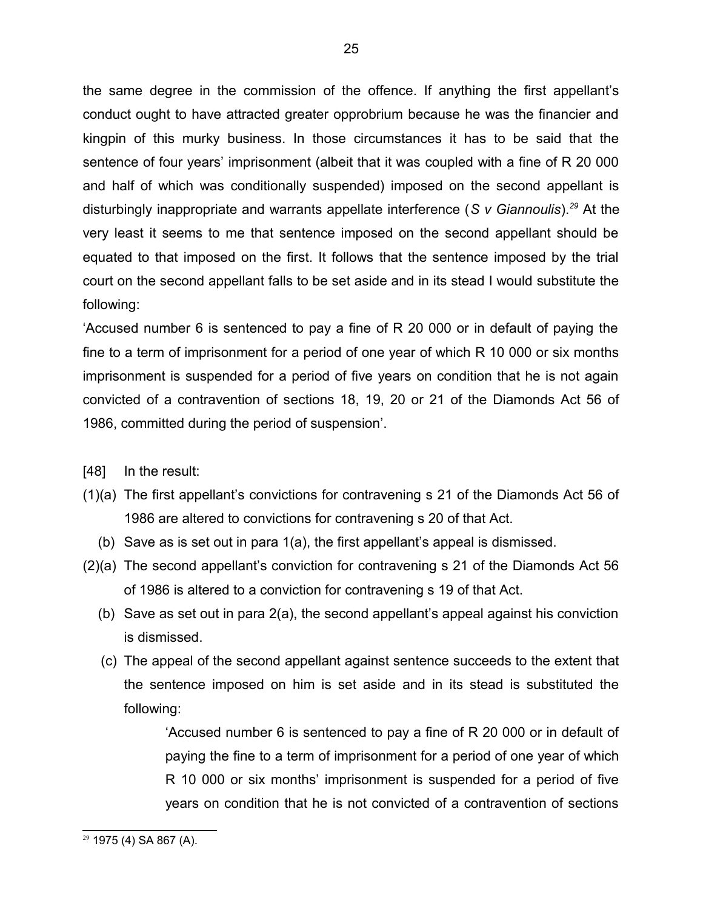the same degree in the commission of the offence. If anything the first appellant's conduct ought to have attracted greater opprobrium because he was the financier and kingpin of this murky business. In those circumstances it has to be said that the sentence of four years' imprisonment (albeit that it was coupled with a fine of R 20 000 and half of which was conditionally suspended) imposed on the second appellant is disturbingly inappropriate and warrants appellate interference (*S v Giannoulis*).[29] At the very least it seems to me that sentence imposed on the second appellant should be equated to that imposed on the first. It follows that the sentence imposed by the trial court on the second appellant falls to be set aside and in its stead I would substitute the following:

'Accused number 6 is sentenced to pay a fine of R 20 000 or in default of paying the fine to a term of imprisonment for a period of one year of which R 10 000 or six months imprisonment is suspended for a period of five years on condition that he is not again convicted of a contravention of sections 18, 19, 20 or 21 of the Diamonds Act 56 of 1986, committed during the period of suspension'.

[48] In the result:

(1)(a) The first appellant's convictions for contravening s 21 of the Diamonds Act 56 of 1986 are altered to convictions for contravening s 20 of that Act.

(b) Save as is set out in para 1(a), the first appellant's appeal is dismissed.

(2)(a) The second appellant's conviction for contravening s 21 of the Diamonds Act 56 of 1986 is altered to a conviction for contravening s 19 of that Act.

(b) Save as set out in para 2(a), the second appellant's appeal against his conviction is dismissed.

(c) The appeal of the second appellant against sentence succeeds to the extent that the sentence imposed on him is set aside and in its stead is substituted the following:

> 'Accused number 6 is sentenced to pay a fine of R 20 000 or in default of paying the fine to a term of imprisonment for a period of one year of which R 10 000 or six months' imprisonment is suspended for a period of five years on condition that he is not convicted of a contravention of sections

---

[29] 1975 (4) SA 867 (A).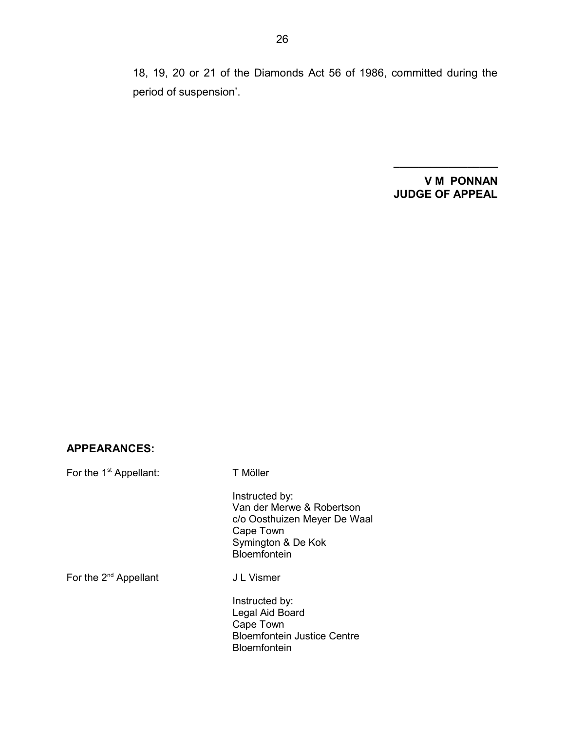18, 19, 20 or 21 of the Diamonds Act 56 of 1986, committed during the period of suspension'.

_________________

**V M PONNAN**
**JUDGE OF APPEAL**

**APPEARANCES:**

For the 1st Appellant: T Möller

Instructed by:
Van der Merwe & Robertson
c/o Oosthuizen Meyer De Waal
Cape Town
Symington & De Kok
Bloemfontein

For the 2nd Appellant J L Vismer

Instructed by:
Legal Aid Board
Cape Town
Bloemfontein Justice Centre
Bloemfontein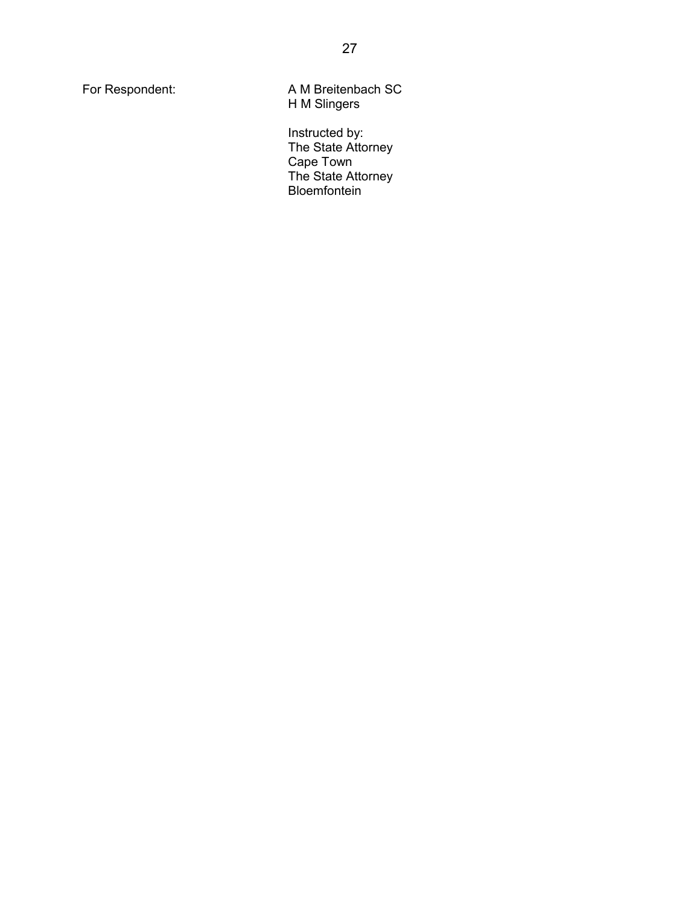| | |
|---|---|
| For Respondent: | A M Breitenbach SC<br>H M Slingers |
| | Instructed by:<br>The State Attorney<br>Cape Town<br>The State Attorney<br>Bloemfontein |